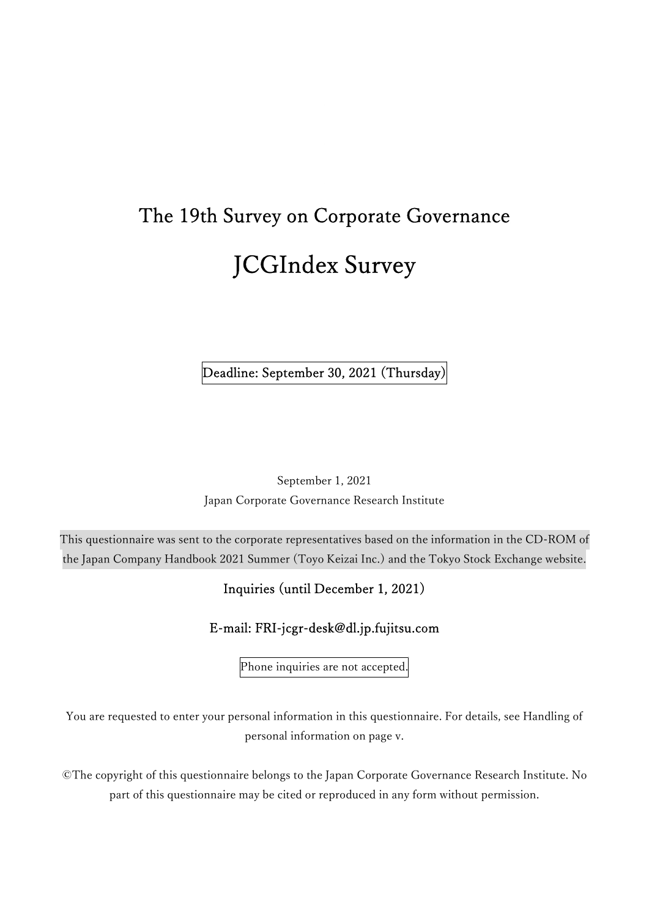# The 19th Survey on Corporate Governance

# JCGIndex Survey

Deadline: September 30, 2021 (Thursday)

September 1, 2021

Japan Corporate Governance Research Institute

This questionnaire was sent to the corporate representatives based on the information in the CD-ROM of the Japan Company Handbook 2021 Summer (Toyo Keizai Inc.) and the Tokyo Stock Exchange website.

Inquiries (until December 1, 2021)

E-mail: FRI-jcgr-desk@dl.jp.fujitsu.com

Phone inquiries are not accepted.

You are requested to enter your personal information in this questionnaire. For details, see Handling of personal information on page v.

©The copyright of this questionnaire belongs to the Japan Corporate Governance Research Institute. No part of this questionnaire may be cited or reproduced in any form without permission.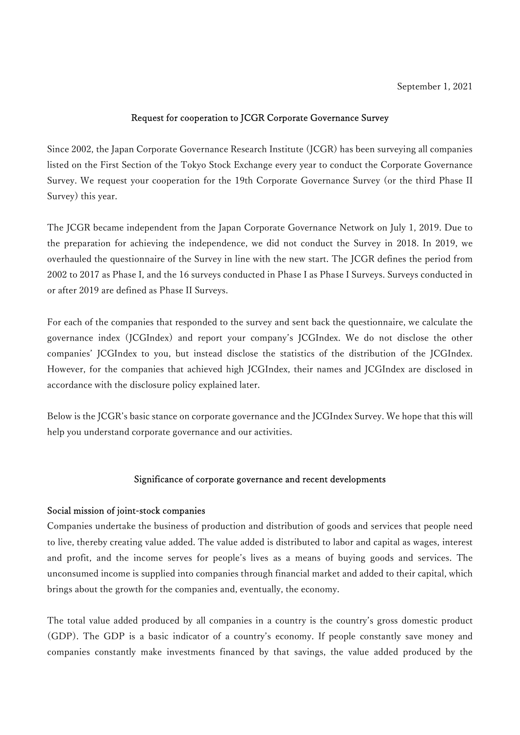September 1, 2021

## Request for cooperation to JCGR Corporate Governance Survey

Since 2002, the Japan Corporate Governance Research Institute (JCGR) has been surveying all companies listed on the First Section of the Tokyo Stock Exchange every year to conduct the Corporate Governance Survey. We request your cooperation for the 19th Corporate Governance Survey (or the third Phase II Survey) this year.

The JCGR became independent from the Japan Corporate Governance Network on July 1, 2019. Due to the preparation for achieving the independence, we did not conduct the Survey in 2018. In 2019, we overhauled the questionnaire of the Survey in line with the new start. The JCGR defines the period from 2002 to 2017 as Phase I, and the 16 surveys conducted in Phase I as Phase I Surveys. Surveys conducted in or after 2019 are defined as Phase II Surveys.

For each of the companies that responded to the survey and sent back the questionnaire, we calculate the governance index (JCGIndex) and report your company's JCGIndex. We do not disclose the other companies' JCGIndex to you, but instead disclose the statistics of the distribution of the JCGIndex. However, for the companies that achieved high JCGIndex, their names and JCGIndex are disclosed in accordance with the disclosure policy explained later.

Below is the JCGR's basic stance on corporate governance and the JCGIndex Survey. We hope that this will help you understand corporate governance and our activities.

## Significance of corporate governance and recent developments

### Social mission of joint-stock companies

Companies undertake the business of production and distribution of goods and services that people need to live, thereby creating value added. The value added is distributed to labor and capital as wages, interest and profit, and the income serves for people's lives as a means of buying goods and services. The unconsumed income is supplied into companies through financial market and added to their capital, which brings about the growth for the companies and, eventually, the economy.

The total value added produced by all companies in a country is the country's gross domestic product (GDP). The GDP is a basic indicator of a country's economy. If people constantly save money and companies constantly make investments financed by that savings, the value added produced by the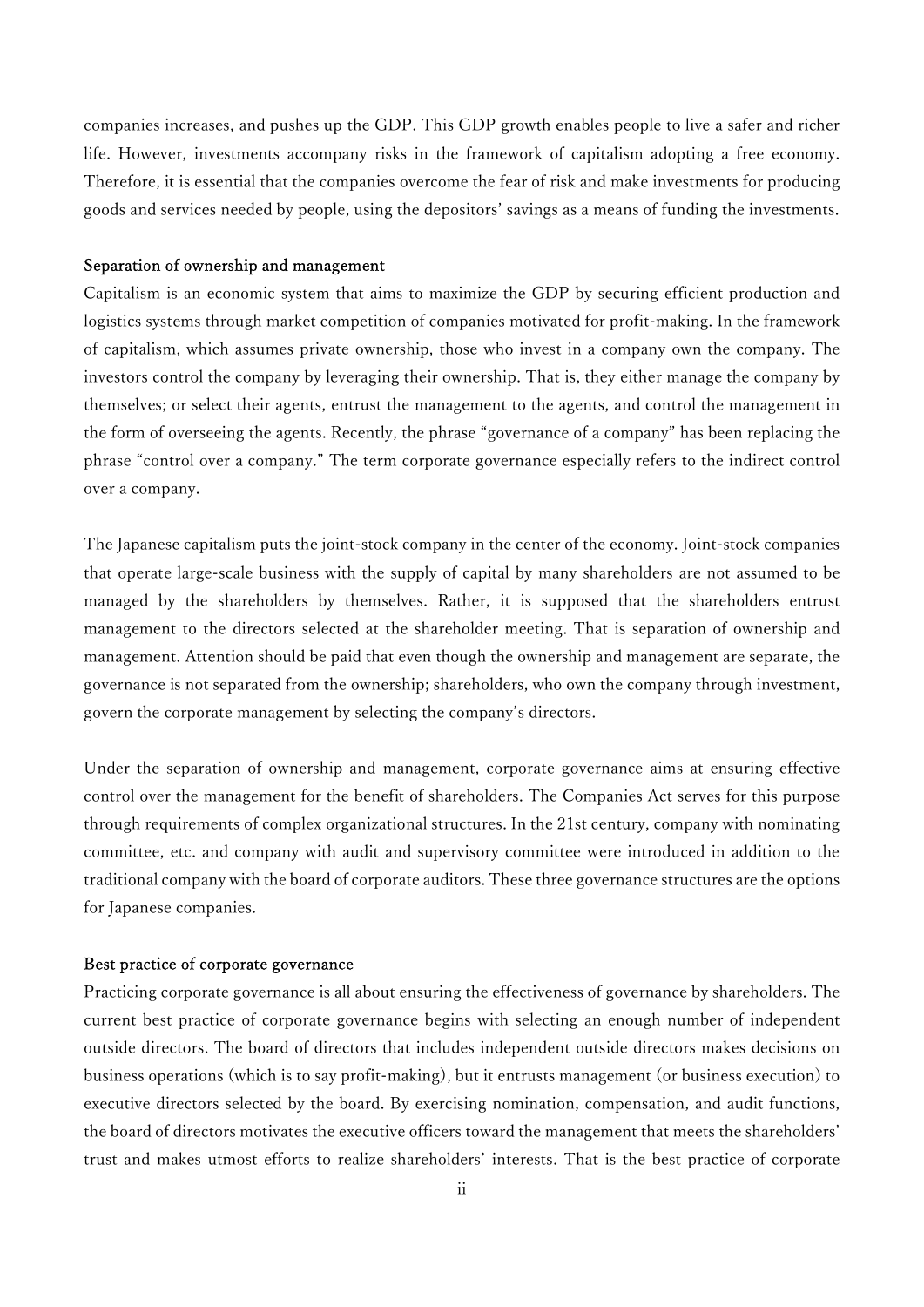companies increases, and pushes up the GDP. This GDP growth enables people to live a safer and richer life. However, investments accompany risks in the framework of capitalism adopting a free economy. Therefore, it is essential that the companies overcome the fear of risk and make investments for producing goods and services needed by people, using the depositors' savings as a means of funding the investments.

### Separation of ownership and management

Capitalism is an economic system that aims to maximize the GDP by securing efficient production and logistics systems through market competition of companies motivated for profit-making. In the framework of capitalism, which assumes private ownership, those who invest in a company own the company. The investors control the company by leveraging their ownership. That is, they either manage the company by themselves; or select their agents, entrust the management to the agents, and control the management in the form of overseeing the agents. Recently, the phrase "governance of a company" has been replacing the phrase "control over a company." The term corporate governance especially refers to the indirect control over a company.

The Japanese capitalism puts the joint-stock company in the center of the economy. Joint-stock companies that operate large-scale business with the supply of capital by many shareholders are not assumed to be managed by the shareholders by themselves. Rather, it is supposed that the shareholders entrust management to the directors selected at the shareholder meeting. That is separation of ownership and management. Attention should be paid that even though the ownership and management are separate, the governance is not separated from the ownership; shareholders, who own the company through investment, govern the corporate management by selecting the company's directors.

Under the separation of ownership and management, corporate governance aims at ensuring effective control over the management for the benefit of shareholders. The Companies Act serves for this purpose through requirements of complex organizational structures. In the 21st century, company with nominating committee, etc. and company with audit and supervisory committee were introduced in addition to the traditional company with the board of corporate auditors. These three governance structures are the options for Japanese companies.

### Best practice of corporate governance

Practicing corporate governance is all about ensuring the effectiveness of governance by shareholders. The current best practice of corporate governance begins with selecting an enough number of independent outside directors. The board of directors that includes independent outside directors makes decisions on business operations (which is to say profit-making), but it entrusts management (or business execution) to executive directors selected by the board. By exercising nomination, compensation, and audit functions, the board of directors motivates the executive officers toward the management that meets the shareholders' trust and makes utmost efforts to realize shareholders' interests. That is the best practice of corporate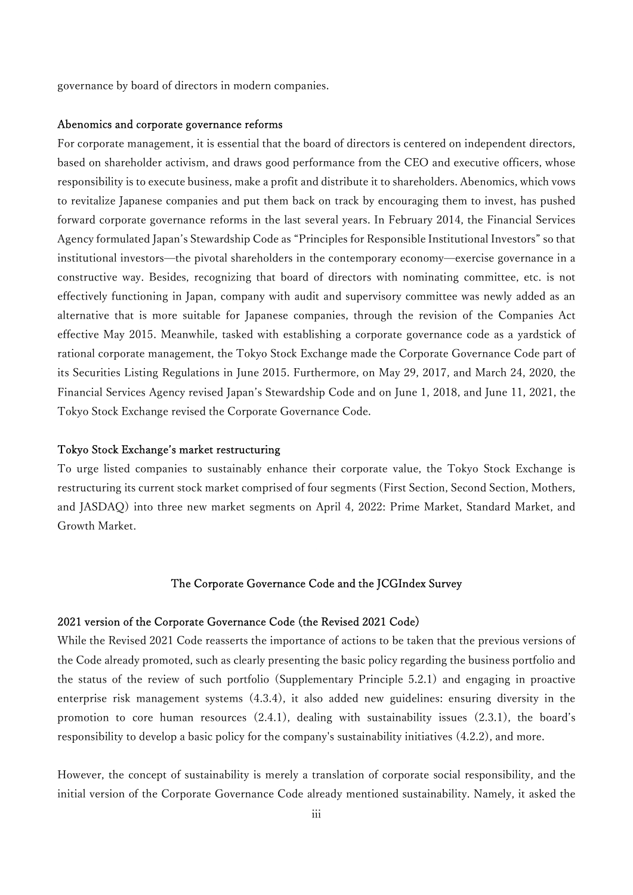governance by board of directors in modern companies.

### Abenomics and corporate governance reforms

For corporate management, it is essential that the board of directors is centered on independent directors, based on shareholder activism, and draws good performance from the CEO and executive officers, whose responsibility is to execute business, make a profit and distribute it to shareholders. Abenomics, which vows to revitalize Japanese companies and put them back on track by encouraging them to invest, has pushed forward corporate governance reforms in the last several years. In February 2014, the Financial Services Agency formulated Japan's Stewardship Code as "Principles for Responsible Institutional Investors" so that institutional investors—the pivotal shareholders in the contemporary economy—exercise governance in a constructive way. Besides, recognizing that board of directors with nominating committee, etc. is not effectively functioning in Japan, company with audit and supervisory committee was newly added as an alternative that is more suitable for Japanese companies, through the revision of the Companies Act effective May 2015. Meanwhile, tasked with establishing a corporate governance code as a yardstick of rational corporate management, the Tokyo Stock Exchange made the Corporate Governance Code part of its Securities Listing Regulations in June 2015. Furthermore, on May 29, 2017, and March 24, 2020, the Financial Services Agency revised Japan's Stewardship Code and on June 1, 2018, and June 11, 2021, the Tokyo Stock Exchange revised the Corporate Governance Code.

### Tokyo Stock Exchange's market restructuring

To urge listed companies to sustainably enhance their corporate value, the Tokyo Stock Exchange is restructuring its current stock market comprised of four segments (First Section, Second Section, Mothers, and JASDAQ) into three new market segments on April 4, 2022: Prime Market, Standard Market, and Growth Market.

## The Corporate Governance Code and the JCGIndex Survey

### 2021 version of the Corporate Governance Code (the Revised 2021 Code)

While the Revised 2021 Code reasserts the importance of actions to be taken that the previous versions of the Code already promoted, such as clearly presenting the basic policy regarding the business portfolio and the status of the review of such portfolio (Supplementary Principle 5.2.1) and engaging in proactive enterprise risk management systems (4.3.4), it also added new guidelines: ensuring diversity in the promotion to core human resources (2.4.1), dealing with sustainability issues (2.3.1), the board's responsibility to develop a basic policy for the company's sustainability initiatives (4.2.2), and more.

However, the concept of sustainability is merely a translation of corporate social responsibility, and the initial version of the Corporate Governance Code already mentioned sustainability. Namely, it asked the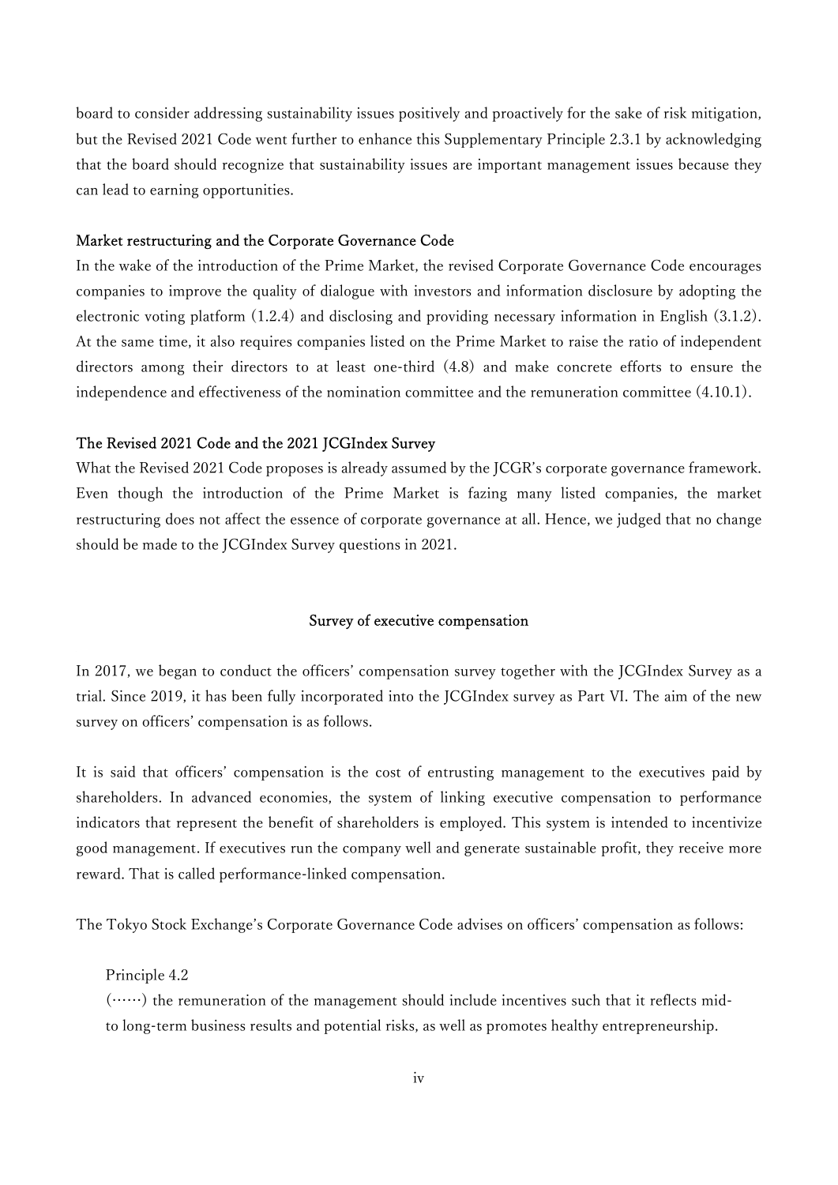board to consider addressing sustainability issues positively and proactively for the sake of risk mitigation, but the Revised 2021 Code went further to enhance this Supplementary Principle 2.3.1 by acknowledging that the board should recognize that sustainability issues are important management issues because they can lead to earning opportunities.

### Market restructuring and the Corporate Governance Code

In the wake of the introduction of the Prime Market, the revised Corporate Governance Code encourages companies to improve the quality of dialogue with investors and information disclosure by adopting the electronic voting platform (1.2.4) and disclosing and providing necessary information in English (3.1.2). At the same time, it also requires companies listed on the Prime Market to raise the ratio of independent directors among their directors to at least one-third (4.8) and make concrete efforts to ensure the independence and effectiveness of the nomination committee and the remuneration committee (4.10.1).

### The Revised 2021 Code and the 2021 JCGIndex Survey

What the Revised 2021 Code proposes is already assumed by the JCGR's corporate governance framework. Even though the introduction of the Prime Market is fazing many listed companies, the market restructuring does not affect the essence of corporate governance at all. Hence, we judged that no change should be made to the JCGIndex Survey questions in 2021.

## Survey of executive compensation

In 2017, we began to conduct the officers' compensation survey together with the JCGIndex Survey as a trial. Since 2019, it has been fully incorporated into the JCGIndex survey as Part VI. The aim of the new survey on officers' compensation is as follows.

It is said that officers' compensation is the cost of entrusting management to the executives paid by shareholders. In advanced economies, the system of linking executive compensation to performance indicators that represent the benefit of shareholders is employed. This system is intended to incentivize good management. If executives run the company well and generate sustainable profit, they receive more reward. That is called performance-linked compensation.

The Tokyo Stock Exchange's Corporate Governance Code advises on officers' compensation as follows:

> Principle 4.2
> (……) the remuneration of the management should include incentives such that it reflects mid- to long-term business results and potential risks, as well as promotes healthy entrepreneurship.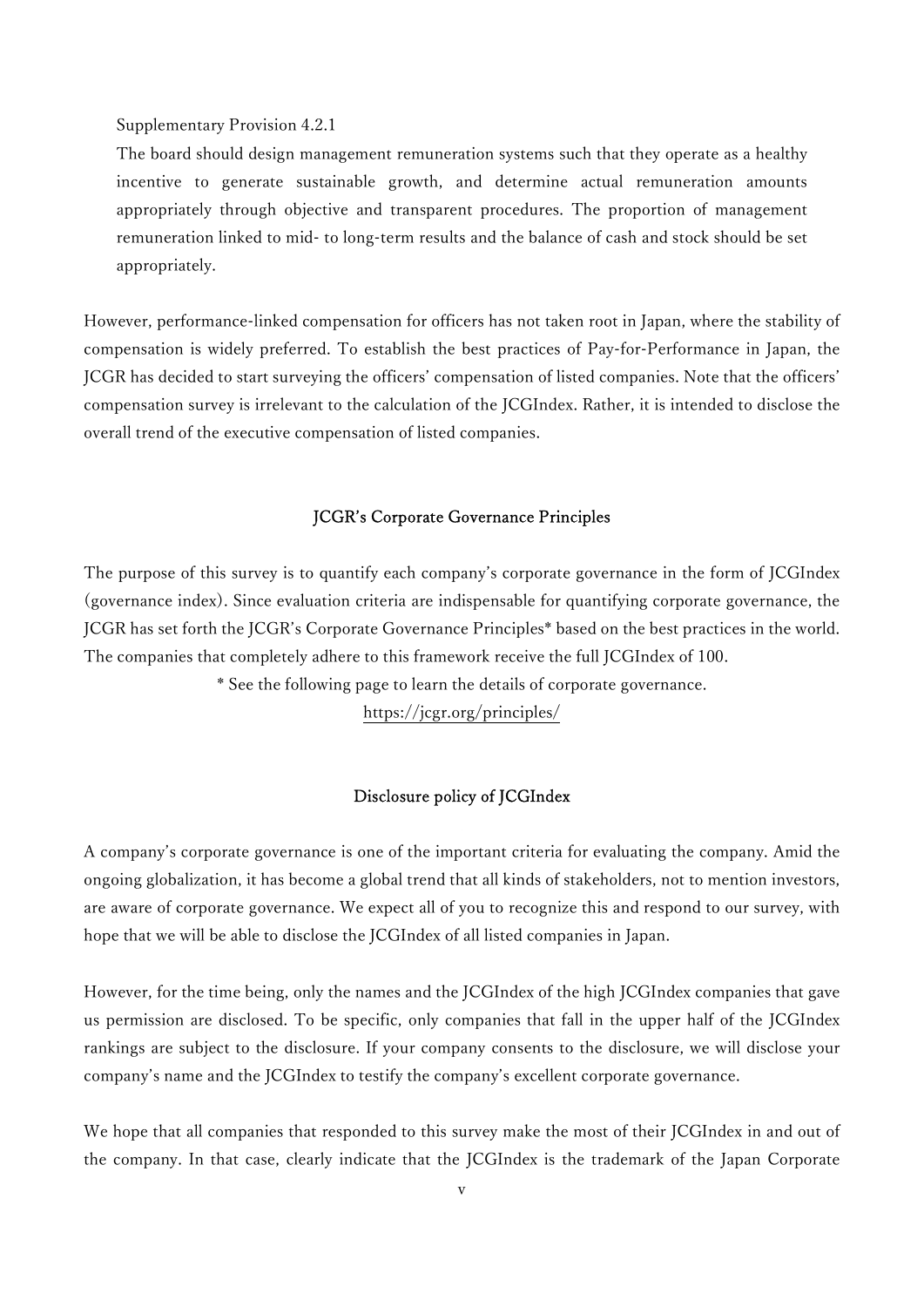Supplementary Provision 4.2.1

The board should design management remuneration systems such that they operate as a healthy incentive to generate sustainable growth, and determine actual remuneration amounts appropriately through objective and transparent procedures. The proportion of management remuneration linked to mid- to long-term results and the balance of cash and stock should be set appropriately.

However, performance-linked compensation for officers has not taken root in Japan, where the stability of compensation is widely preferred. To establish the best practices of Pay-for-Performance in Japan, the JCGR has decided to start surveying the officers' compensation of listed companies. Note that the officers' compensation survey is irrelevant to the calculation of the JCGIndex. Rather, it is intended to disclose the overall trend of the executive compensation of listed companies.

## JCGR's Corporate Governance Principles

The purpose of this survey is to quantify each company's corporate governance in the form of JCGIndex (governance index). Since evaluation criteria are indispensable for quantifying corporate governance, the JCGR has set forth the JCGR's Corporate Governance Principles* based on the best practices in the world. The companies that completely adhere to this framework receive the full JCGIndex of 100.

* See the following page to learn the details of corporate governance.
https://jcgr.org/principles/

## Disclosure policy of JCGIndex

A company's corporate governance is one of the important criteria for evaluating the company. Amid the ongoing globalization, it has become a global trend that all kinds of stakeholders, not to mention investors, are aware of corporate governance. We expect all of you to recognize this and respond to our survey, with hope that we will be able to disclose the JCGIndex of all listed companies in Japan.

However, for the time being, only the names and the JCGIndex of the high JCGIndex companies that gave us permission are disclosed. To be specific, only companies that fall in the upper half of the JCGIndex rankings are subject to the disclosure. If your company consents to the disclosure, we will disclose your company's name and the JCGIndex to testify the company's excellent corporate governance.

We hope that all companies that responded to this survey make the most of their JCGIndex in and out of the company. In that case, clearly indicate that the JCGIndex is the trademark of the Japan Corporate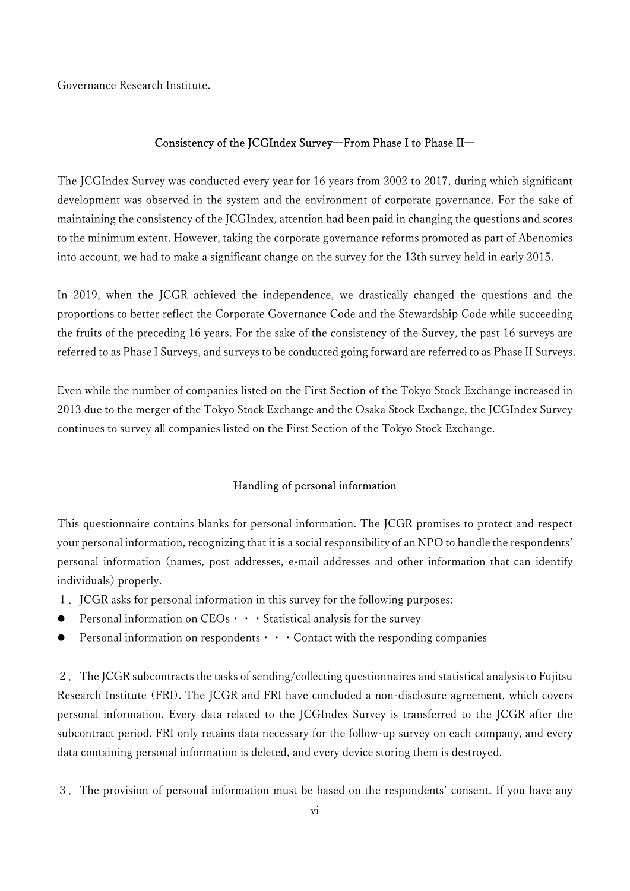Governance Research Institute.

## Consistency of the JCGIndex Survey—From Phase I to Phase II—

The JCGIndex Survey was conducted every year for 16 years from 2002 to 2017, during which significant development was observed in the system and the environment of corporate governance. For the sake of maintaining the consistency of the JCGIndex, attention had been paid in changing the questions and scores to the minimum extent. However, taking the corporate governance reforms promoted as part of Abenomics into account, we had to make a significant change on the survey for the 13th survey held in early 2015.

In 2019, when the JCGR achieved the independence, we drastically changed the questions and the proportions to better reflect the Corporate Governance Code and the Stewardship Code while succeeding the fruits of the preceding 16 years. For the sake of the consistency of the Survey, the past 16 surveys are referred to as Phase I Surveys, and surveys to be conducted going forward are referred to as Phase II Surveys.

Even while the number of companies listed on the First Section of the Tokyo Stock Exchange increased in 2013 due to the merger of the Tokyo Stock Exchange and the Osaka Stock Exchange, the JCGIndex Survey continues to survey all companies listed on the First Section of the Tokyo Stock Exchange.

## Handling of personal information

This questionnaire contains blanks for personal information. The JCGR promises to protect and respect your personal information, recognizing that it is a social responsibility of an NPO to handle the respondents' personal information (names, post addresses, e-mail addresses and other information that can identify individuals) properly.

１．JCGR asks for personal information in this survey for the following purposes:

- Personal information on CEOs・・・Statistical analysis for the survey
- Personal information on respondents・・・Contact with the responding companies

２．The JCGR subcontracts the tasks of sending/collecting questionnaires and statistical analysis to Fujitsu Research Institute (FRI). The JCGR and FRI have concluded a non-disclosure agreement, which covers personal information. Every data related to the JCGIndex Survey is transferred to the JCGR after the subcontract period. FRI only retains data necessary for the follow-up survey on each company, and every data containing personal information is deleted, and every device storing them is destroyed.

３．The provision of personal information must be based on the respondents' consent. If you have any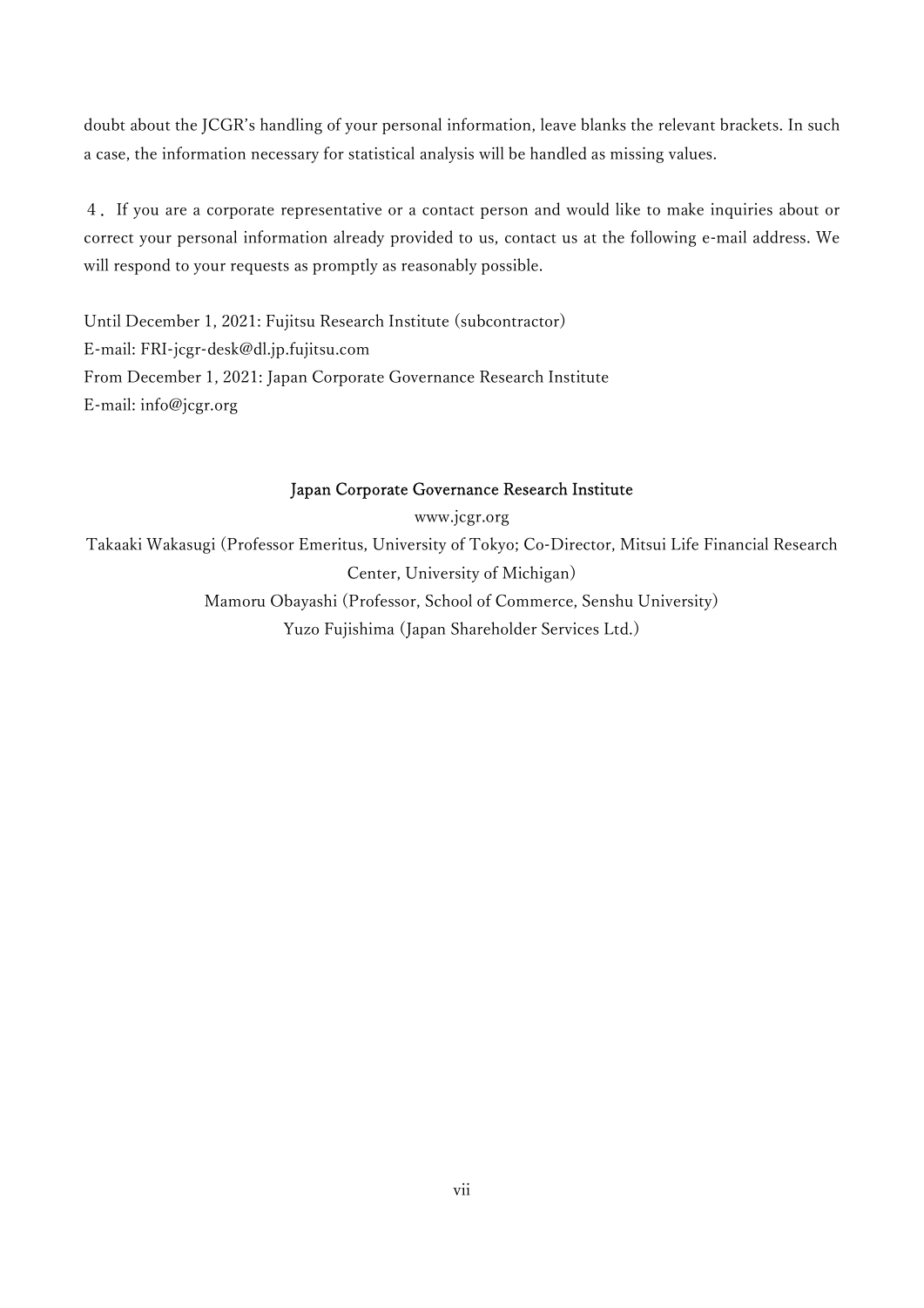doubt about the JCGR's handling of your personal information, leave blanks the relevant brackets. In such a case, the information necessary for statistical analysis will be handled as missing values.

４．If you are a corporate representative or a contact person and would like to make inquiries about or correct your personal information already provided to us, contact us at the following e-mail address. We will respond to your requests as promptly as reasonably possible.

Until December 1, 2021: Fujitsu Research Institute (subcontractor)
E-mail: FRI-jcgr-desk@dl.jp.fujitsu.com
From December 1, 2021: Japan Corporate Governance Research Institute
E-mail: info@jcgr.org

Japan Corporate Governance Research Institute
www.jcgr.org
Takaaki Wakasugi (Professor Emeritus, University of Tokyo; Co-Director, Mitsui Life Financial Research Center, University of Michigan)
Mamoru Obayashi (Professor, School of Commerce, Senshu University)
Yuzo Fujishima (Japan Shareholder Services Ltd.)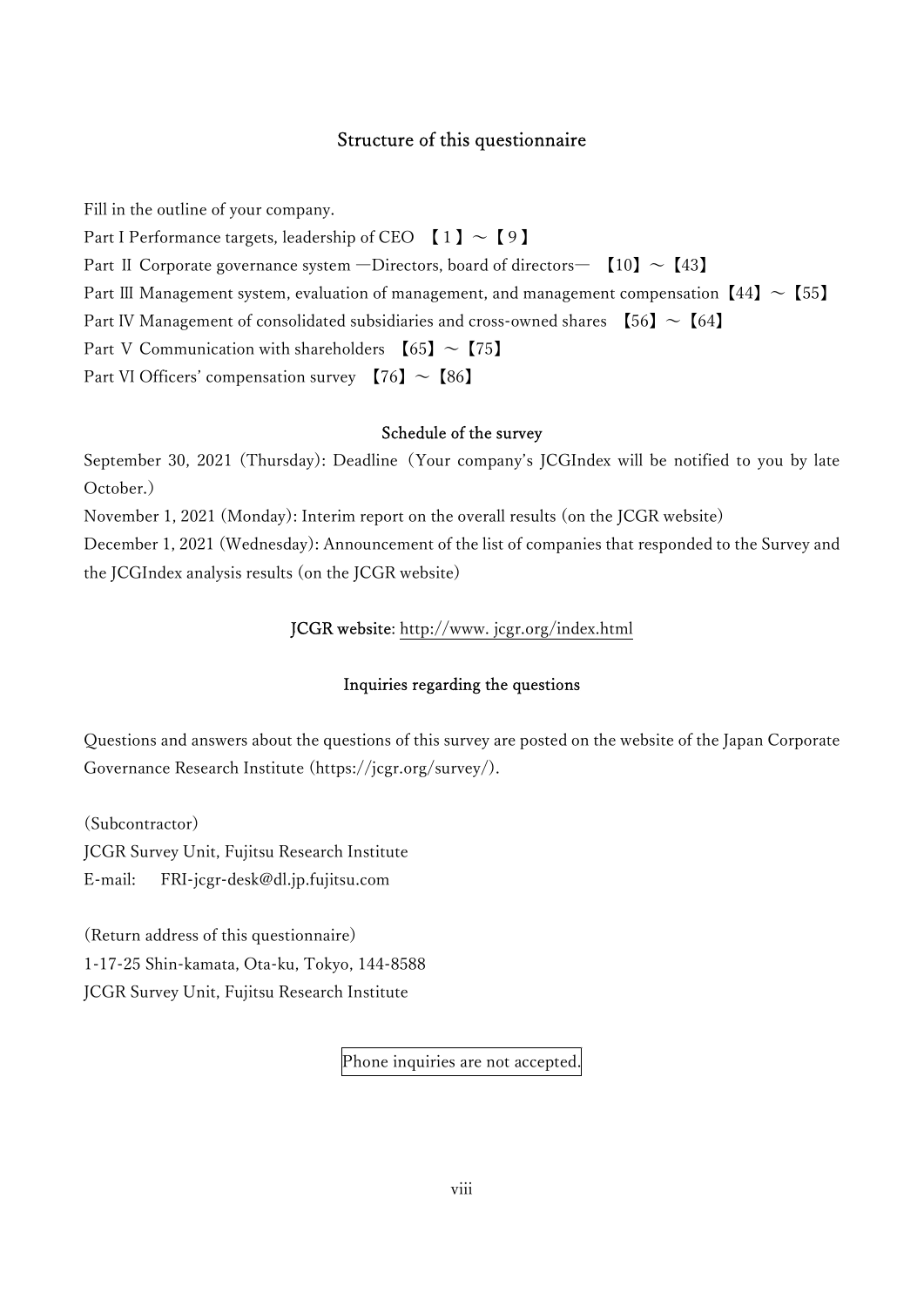## Structure of this questionnaire

Fill in the outline of your company.

Part I Performance targets, leadership of CEO 【１】～【９】

Part Ⅱ Corporate governance system ―Directors, board of directors― 【10】～【43】

Part Ⅲ Management system, evaluation of management, and management compensation【44】～【55】

Part Ⅳ Management of consolidated subsidiaries and cross-owned shares 【56】～【64】

Part Ⅴ Communication with shareholders 【65】～【75】

Part VI Officers' compensation survey 【76】～【86】

### Schedule of the survey

September 30, 2021 (Thursday): Deadline（Your company's JCGIndex will be notified to you by late October.）

November 1, 2021 (Monday): Interim report on the overall results (on the JCGR website)

December 1, 2021 (Wednesday): Announcement of the list of companies that responded to the Survey and the JCGIndex analysis results (on the JCGR website)

**JCGR website**: http://www. jcgr.org/index.html

### Inquiries regarding the questions

Questions and answers about the questions of this survey are posted on the website of the Japan Corporate Governance Research Institute (https://jcgr.org/survey/).

(Subcontractor)

JCGR Survey Unit, Fujitsu Research Institute

E-mail: FRI-jcgr-desk@dl.jp.fujitsu.com

(Return address of this questionnaire)

1-17-25 Shin-kamata, Ota-ku, Tokyo, 144-8588

JCGR Survey Unit, Fujitsu Research Institute

Phone inquiries are not accepted.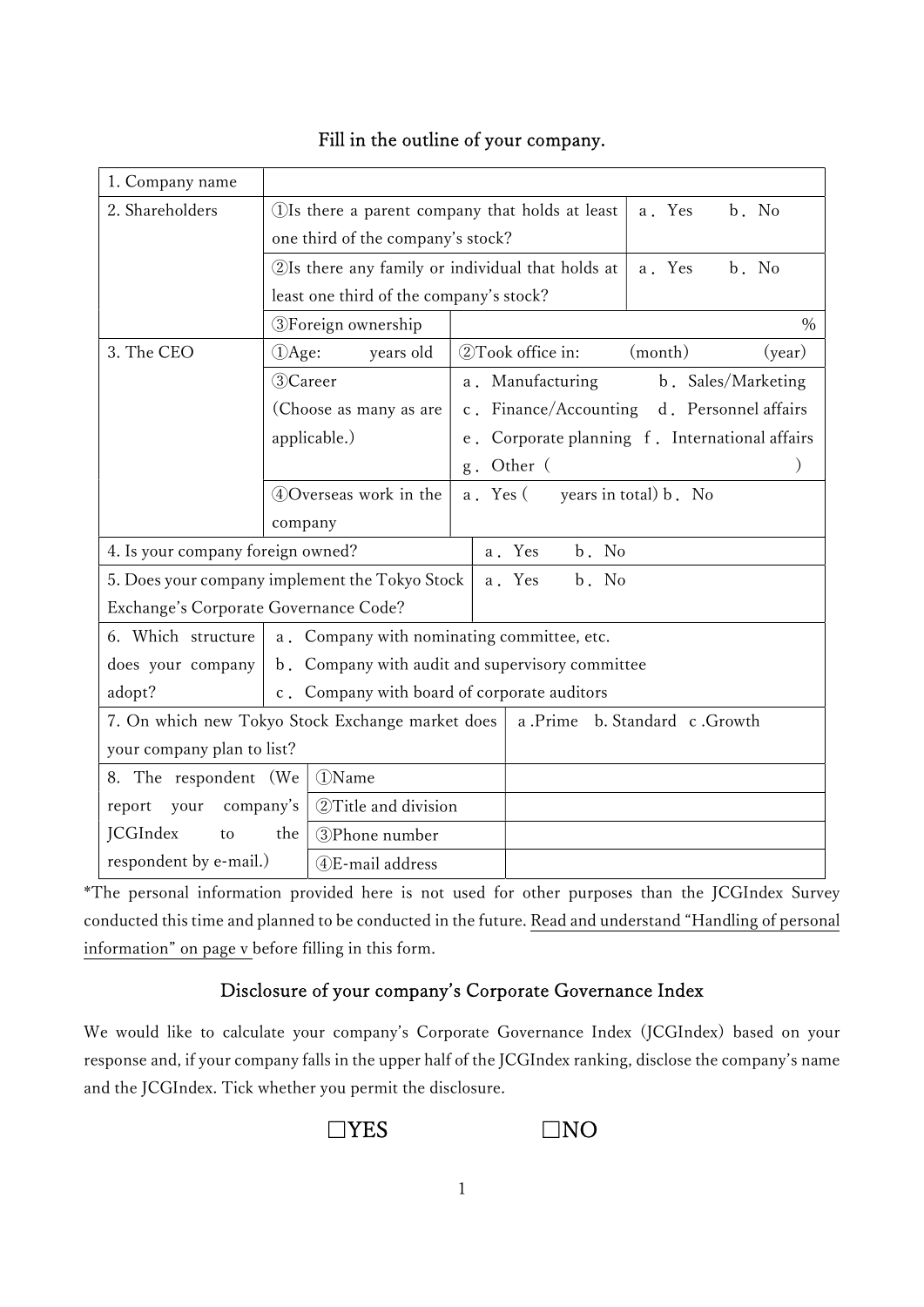## Fill in the outline of your company.

| | | | |
|---|---|---|---|
| 1. Company name | | | |
| 2. Shareholders | ①Is there a parent company that holds at least one third of the company's stock? | | a．Yes　　b．No |
| | ②Is there any family or individual that holds at least one third of the company's stock? | | a．Yes　　b．No |
| | ③Foreign ownership | % | |
| 3. The CEO | ①Age:　　　years old | ②Took office in:　　(month)　　　(year) | |
| | ③Career (Choose as many as are applicable.) | a．Manufacturing　　b．Sales/Marketing<br>c．Finance/Accounting　d．Personnel affairs<br>e．Corporate planning　f．International affairs<br>g．Other（　　　　　　　　　　） | |
| | ④Overseas work in the company | a．Yes (　　years in total) b．No | |
| 4. Is your company foreign owned? | | a．Yes　　b．No | |
| 5. Does your company implement the Tokyo Stock Exchange's Corporate Governance Code? | | a．Yes　　b．No | |
| 6. Which structure does your company adopt? | a．Company with nominating committee, etc.<br>b．Company with audit and supervisory committee<br>c．Company with board of corporate auditors | | |
| 7. On which new Tokyo Stock Exchange market does your company plan to list? | | a .Prime　b. Standard　c .Growth | |
| 8. The respondent (We report your company's JCGIndex to the respondent by e-mail.) | ①Name | | |
| | ②Title and division | | |
| | ③Phone number | | |
| | ④E-mail address | | |

*The personal information provided here is not used for other purposes than the JCGIndex Survey conducted this time and planned to be conducted in the future. Read and understand "Handling of personal information" on page v before filling in this form.

## Disclosure of your company's Corporate Governance Index

We would like to calculate your company's Corporate Governance Index (JCGIndex) based on your response and, if your company falls in the upper half of the JCGIndex ranking, disclose the company's name and the JCGIndex. Tick whether you permit the disclosure.

☐YES　　　　☐NO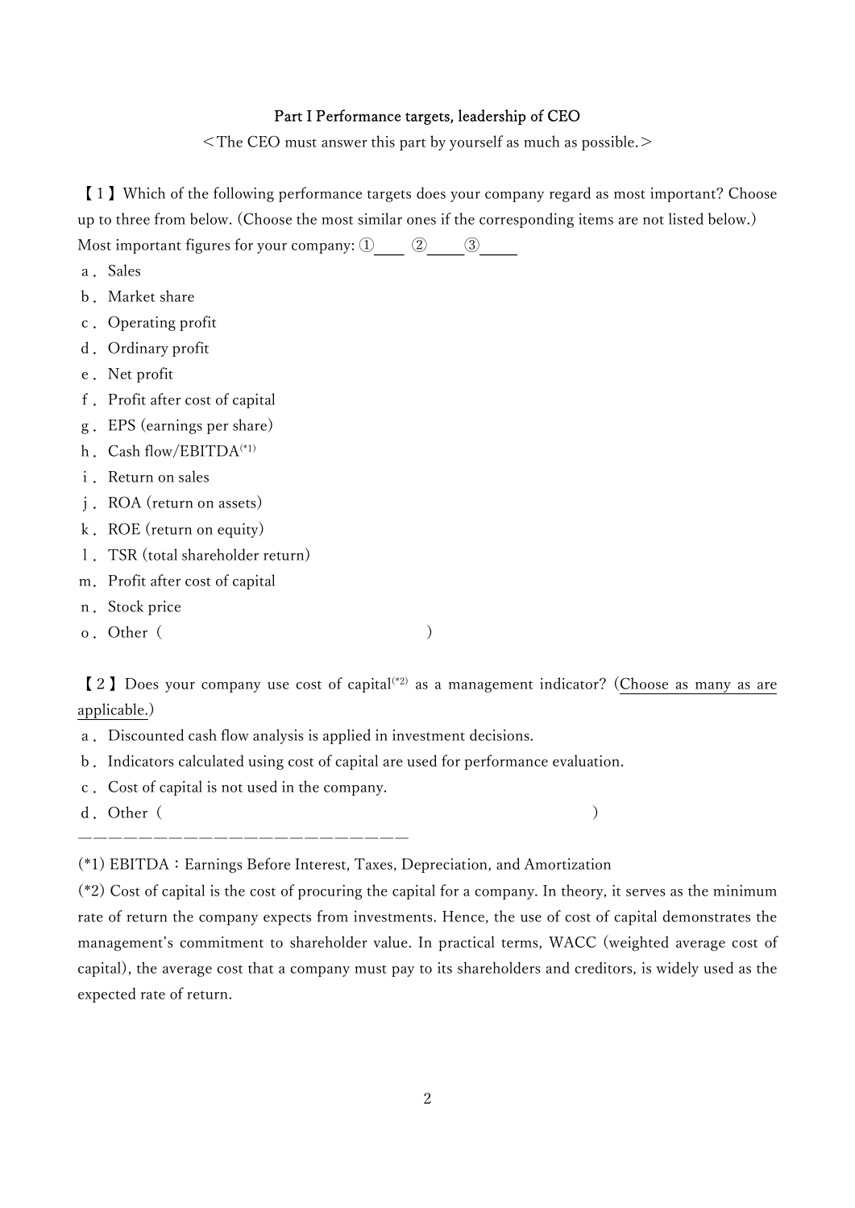## Part I Performance targets, leadership of CEO

＜The CEO must answer this part by yourself as much as possible.＞

【1】Which of the following performance targets does your company regard as most important? Choose up to three from below. (Choose the most similar ones if the corresponding items are not listed below.)

Most important figures for your company: ①\_\_\_\_ ②\_\_\_\_ ③\_\_\_\_

a． Sales
b． Market share
c． Operating profit
d． Ordinary profit
e． Net profit
f． Profit after cost of capital
g． EPS (earnings per share)
h． Cash flow/EBITDA[*1]
i． Return on sales
j． ROA (return on assets)
k． ROE (return on equity)
l． TSR (total shareholder return)
m． Profit after cost of capital
n． Stock price
o． Other（　　　　　　　　　　　　　）

【2】Does your company use cost of capital[*2] as a management indicator? (<u>Choose as many as are applicable.</u>)

a． Discounted cash flow analysis is applied in investment decisions.
b． Indicators calculated using cost of capital are used for performance evaluation.
c． Cost of capital is not used in the company.
d． Other（　　　　　　　　　　　　　　　　　　　　　　　　　）

————————————————————————

(*1) EBITDA：Earnings Before Interest, Taxes, Depreciation, and Amortization

(*2) Cost of capital is the cost of procuring the capital for a company. In theory, it serves as the minimum rate of return the company expects from investments. Hence, the use of cost of capital demonstrates the management's commitment to shareholder value. In practical terms, WACC (weighted average cost of capital), the average cost that a company must pay to its shareholders and creditors, is widely used as the expected rate of return.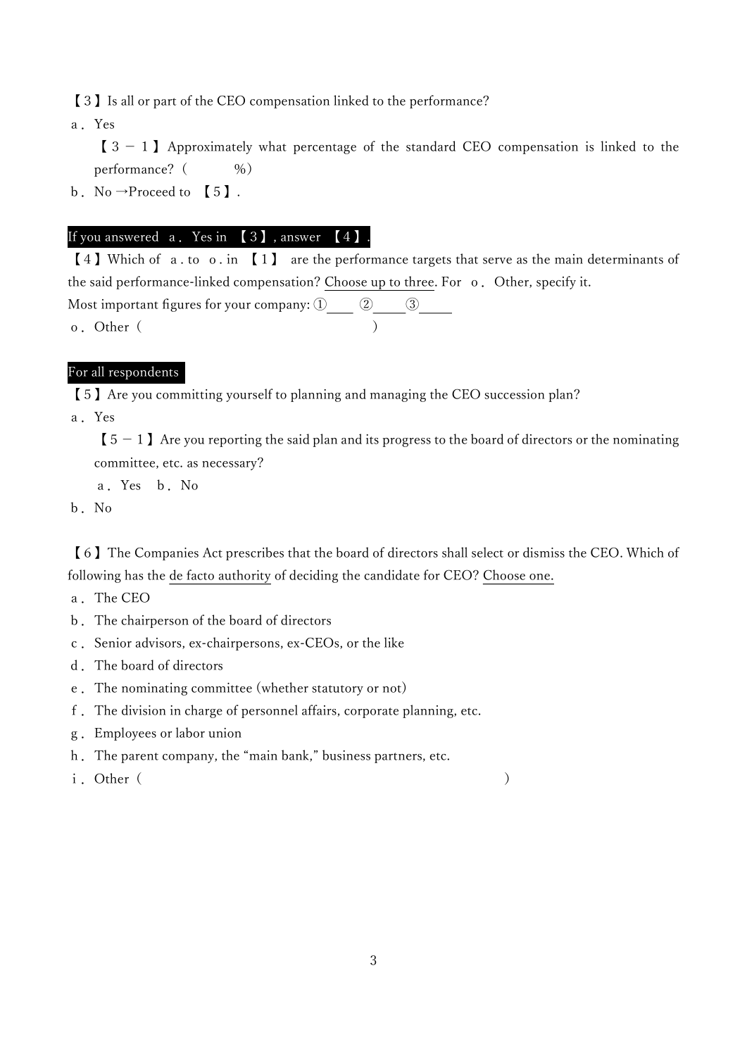【３】Is all or part of the CEO compensation linked to the performance?

ａ．Yes

【３－１】Approximately what percentage of the standard CEO compensation is linked to the performance?（　　　　%）

ｂ．No →Proceed to 【５】.

**If you answered ａ．Yes in 【３】, answer 【４】.**

【４】Which of ａ. to ｏ. in 【１】 are the performance targets that serve as the main determinants of the said performance-linked compensation? Choose up to three. For ｏ．Other, specify it.

Most important figures for your company: ①\_\_\_\_ ②\_\_\_\_ ③\_\_\_\_

ｏ．Other（　　　　　　　　　　　　　　　）

**For all respondents**

【５】Are you committing yourself to planning and managing the CEO succession plan?

ａ．Yes

【５－１】Are you reporting the said plan and its progress to the board of directors or the nominating committee, etc. as necessary?

ａ．Yes　ｂ．No

ｂ．No

【６】The Companies Act prescribes that the board of directors shall select or dismiss the CEO. Which of following has the de facto authority of deciding the candidate for CEO? Choose one.

ａ．The CEO

ｂ．The chairperson of the board of directors

ｃ．Senior advisors, ex-chairpersons, ex-CEOs, or the like

ｄ．The board of directors

ｅ．The nominating committee (whether statutory or not)

ｆ．The division in charge of personnel affairs, corporate planning, etc.

ｇ．Employees or labor union

ｈ．The parent company, the "main bank," business partners, etc.

ｉ．Other（　　　　　　　　　　　　　　　　　　　　　）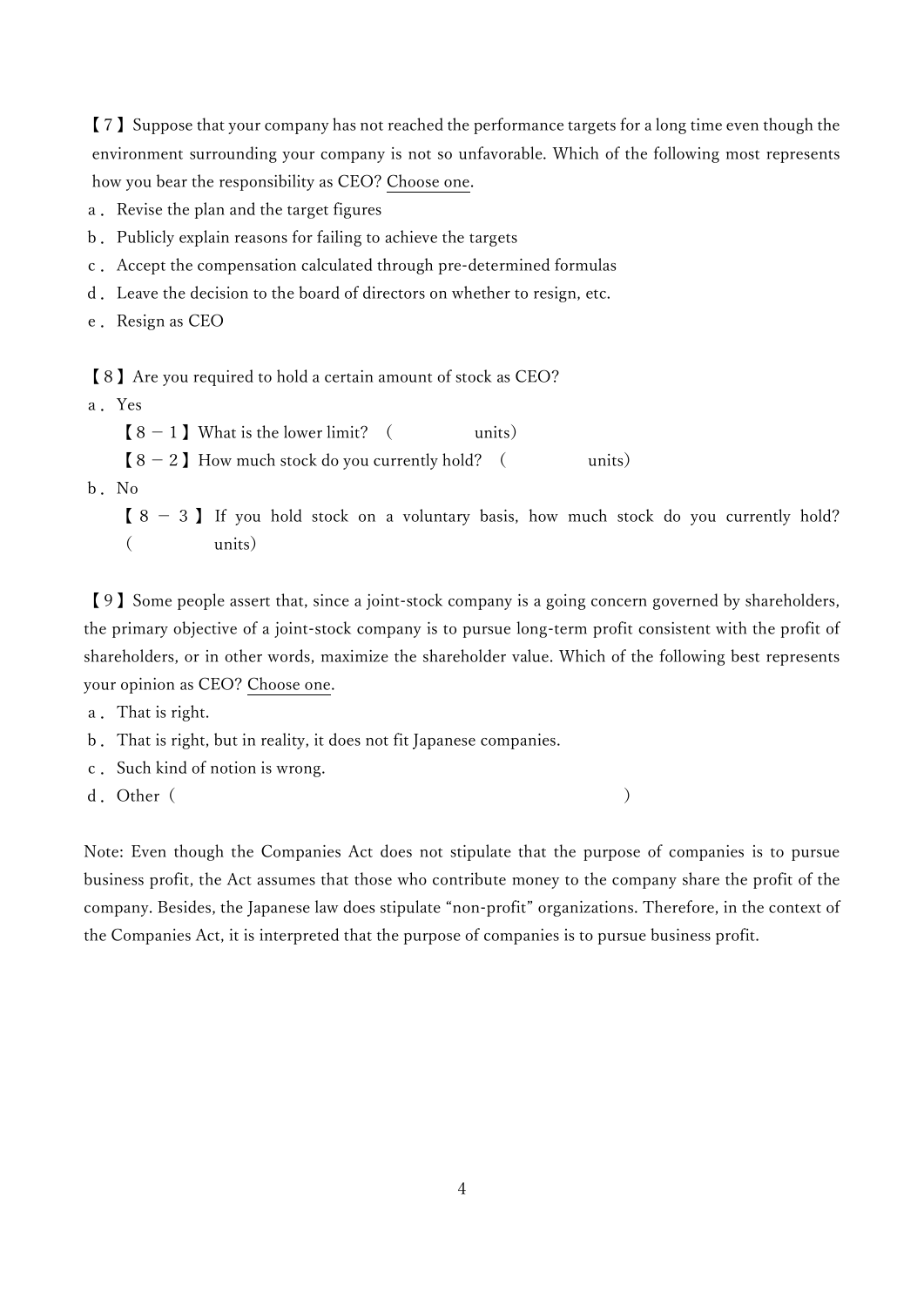【7】Suppose that your company has not reached the performance targets for a long time even though the environment surrounding your company is not so unfavorable. Which of the following most represents how you bear the responsibility as CEO? <u>Choose one</u>.

a. Revise the plan and the target figures
b. Publicly explain reasons for failing to achieve the targets
c. Accept the compensation calculated through pre-determined formulas
d. Leave the decision to the board of directors on whether to resign, etc.
e. Resign as CEO

【8】Are you required to hold a certain amount of stock as CEO?

a. Yes
  【8－1】What is the lower limit? (                units)
  【8－2】How much stock do you currently hold? (                units)
b. No
  【8－3】If you hold stock on a voluntary basis, how much stock do you currently hold? (                units)

【9】Some people assert that, since a joint-stock company is a going concern governed by shareholders, the primary objective of a joint-stock company is to pursue long-term profit consistent with the profit of shareholders, or in other words, maximize the shareholder value. Which of the following best represents your opinion as CEO? <u>Choose one</u>.

a. That is right.
b. That is right, but in reality, it does not fit Japanese companies.
c. Such kind of notion is wrong.
d. Other (                                                            )

Note: Even though the Companies Act does not stipulate that the purpose of companies is to pursue business profit, the Act assumes that those who contribute money to the company share the profit of the company. Besides, the Japanese law does stipulate "non-profit" organizations. Therefore, in the context of the Companies Act, it is interpreted that the purpose of companies is to pursue business profit.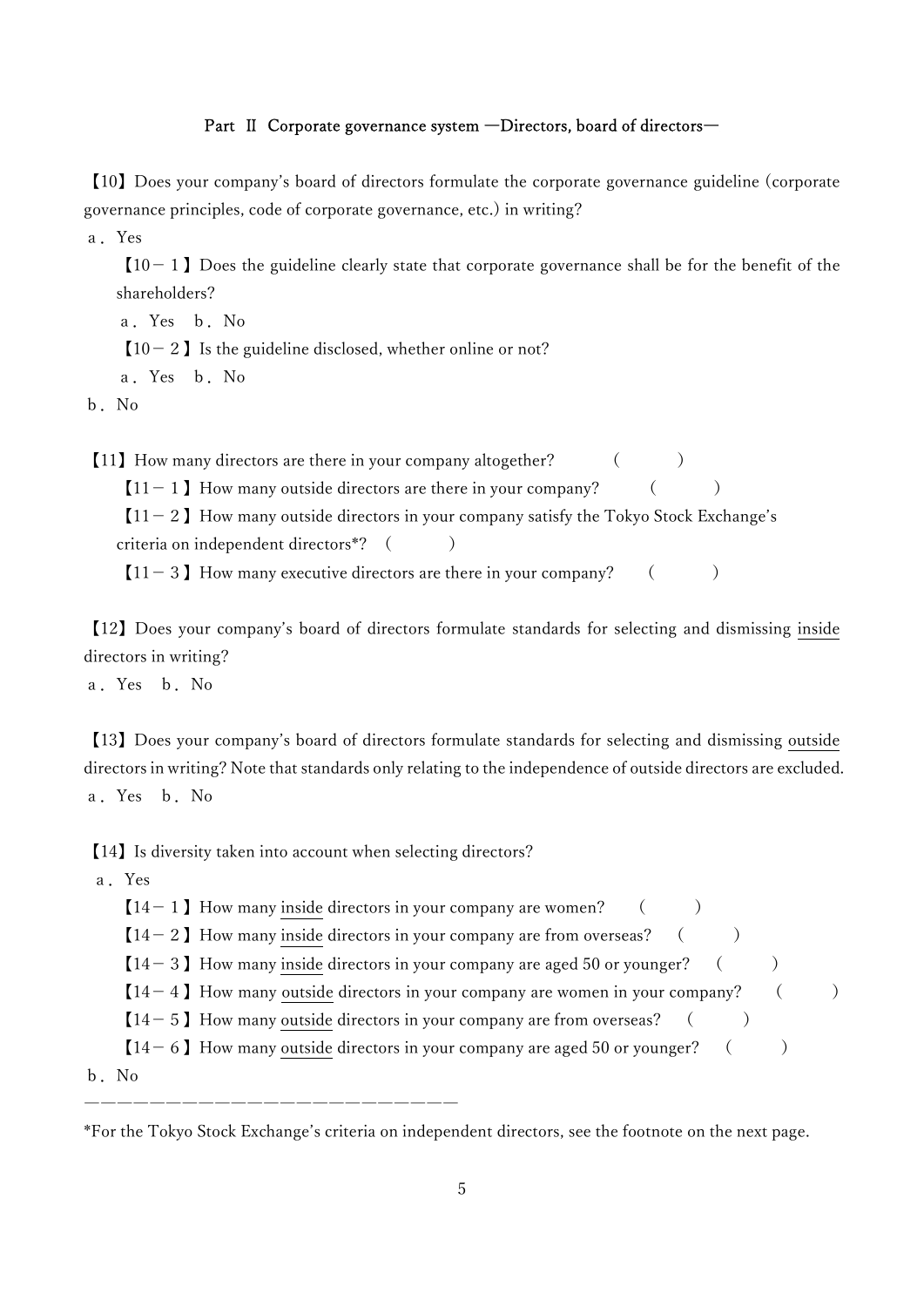## Part Ⅱ Corporate governance system ―Directors, board of directors―

【10】Does your company's board of directors formulate the corporate governance guideline (corporate governance principles, code of corporate governance, etc.) in writing?

a．Yes

【10－１】Does the guideline clearly state that corporate governance shall be for the benefit of the shareholders?

a．Yes　b．No

【10－２】Is the guideline disclosed, whether online or not?

a．Yes　b．No

b．No

【11】How many directors are there in your company altogether?　(　　　)

【11－１】How many outside directors are there in your company?　(　　　)

【11－２】How many outside directors in your company satisfy the Tokyo Stock Exchange's criteria on independent directors*?　(　　　)

【11－３】How many executive directors are there in your company?　(　　　)

【12】Does your company's board of directors formulate standards for selecting and dismissing <u>inside</u> directors in writing?

a．Yes　b．No

【13】Does your company's board of directors formulate standards for selecting and dismissing <u>outside</u> directors in writing? Note that standards only relating to the independence of outside directors are excluded.

a．Yes　b．No

【14】Is diversity taken into account when selecting directors?

a．Yes

【14－１】How many <u>inside</u> directors in your company are women?　(　　　)

【14－２】How many <u>inside</u> directors in your company are from overseas?　(　　　)

【14－３】How many <u>inside</u> directors in your company are aged 50 or younger?　(　　　)

【14－４】How many <u>outside</u> directors in your company are women in your company?　(　　　)

【14－５】How many <u>outside</u> directors in your company are from overseas?　(　　　)

【14－６】How many <u>outside</u> directors in your company are aged 50 or younger?　(　　　)

b．No

---

*For the Tokyo Stock Exchange's criteria on independent directors, see the footnote on the next page.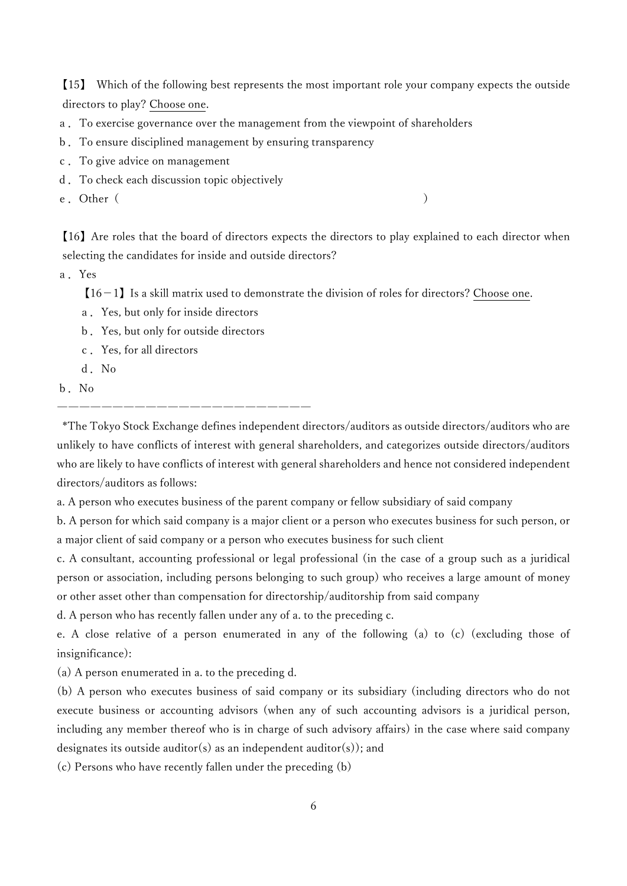【15】 Which of the following best represents the most important role your company expects the outside directors to play? Choose one.

a． To exercise governance over the management from the viewpoint of shareholders

b． To ensure disciplined management by ensuring transparency

c． To give advice on management

d． To check each discussion topic objectively

e． Other（　　　　　　　　　　　　　　　　　　　　　　　　　　）

【16】Are roles that the board of directors expects the directors to play explained to each director when selecting the candidates for inside and outside directors?

a． Yes

　　【16－1】Is a skill matrix used to demonstrate the division of roles for directors? Choose one.

　　a． Yes, but only for inside directors

　　b． Yes, but only for outside directors

　　c． Yes, for all directors

　　d． No

b． No

――――――――――――――――――――――――

*The Tokyo Stock Exchange defines independent directors/auditors as outside directors/auditors who are unlikely to have conflicts of interest with general shareholders, and categorizes outside directors/auditors who are likely to have conflicts of interest with general shareholders and hence not considered independent directors/auditors as follows:

a. A person who executes business of the parent company or fellow subsidiary of said company

b. A person for which said company is a major client or a person who executes business for such person, or a major client of said company or a person who executes business for such client

c. A consultant, accounting professional or legal professional (in the case of a group such as a juridical person or association, including persons belonging to such group) who receives a large amount of money or other asset other than compensation for directorship/auditorship from said company

d. A person who has recently fallen under any of a. to the preceding c.

e. A close relative of a person enumerated in any of the following (a) to (c) (excluding those of insignificance):

(a) A person enumerated in a. to the preceding d.

(b) A person who executes business of said company or its subsidiary (including directors who do not execute business or accounting advisors (when any of such accounting advisors is a juridical person, including any member thereof who is in charge of such advisory affairs) in the case where said company designates its outside auditor(s) as an independent auditor(s)); and

(c) Persons who have recently fallen under the preceding (b)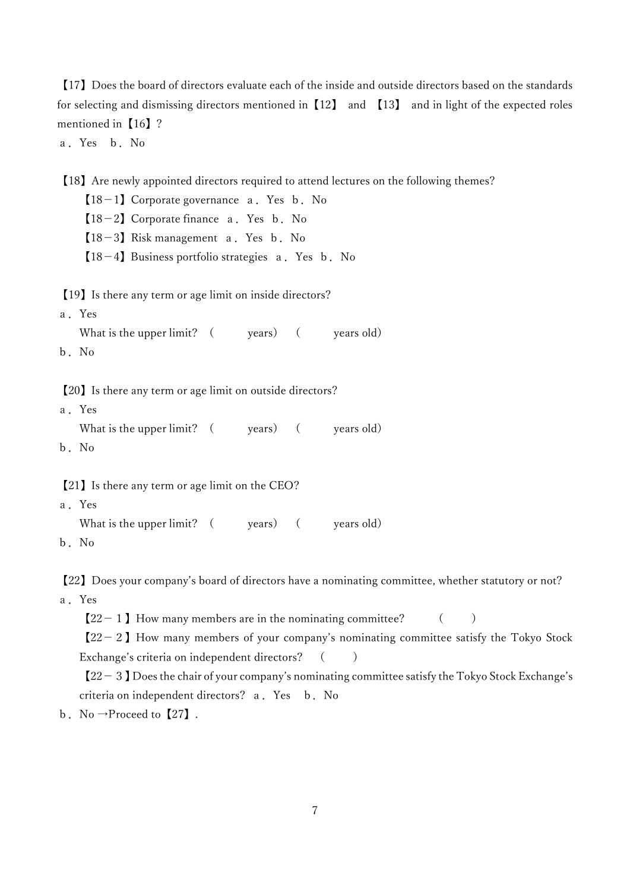【17】Does the board of directors evaluate each of the inside and outside directors based on the standards for selecting and dismissing directors mentioned in【12】 and 【13】 and in light of the expected roles mentioned in【16】?

a．Yes　b．No

【18】Are newly appointed directors required to attend lectures on the following themes?

【18－1】Corporate governance　a．Yes　b．No

【18－2】Corporate finance　a．Yes　b．No

【18－3】Risk management　a．Yes　b．No

【18－4】Business portfolio strategies　a．Yes　b．No

【19】Is there any term or age limit on inside directors?

a．Yes

What is the upper limit?　(　　　years)　(　　　years old)

b．No

【20】Is there any term or age limit on outside directors?

a．Yes

What is the upper limit?　(　　　years)　(　　　years old)

b．No

【21】Is there any term or age limit on the CEO?

a．Yes

What is the upper limit?　(　　　years)　(　　　years old)

b．No

【22】Does your company's board of directors have a nominating committee, whether statutory or not?

a．Yes

【22－1】How many members are in the nominating committee?　(　　)

【22－2】How many members of your company's nominating committee satisfy the Tokyo Stock Exchange's criteria on independent directors?　(　　)

【22－3】Does the chair of your company's nominating committee satisfy the Tokyo Stock Exchange's criteria on independent directors?　a．Yes　b．No

b．No →Proceed to【27】.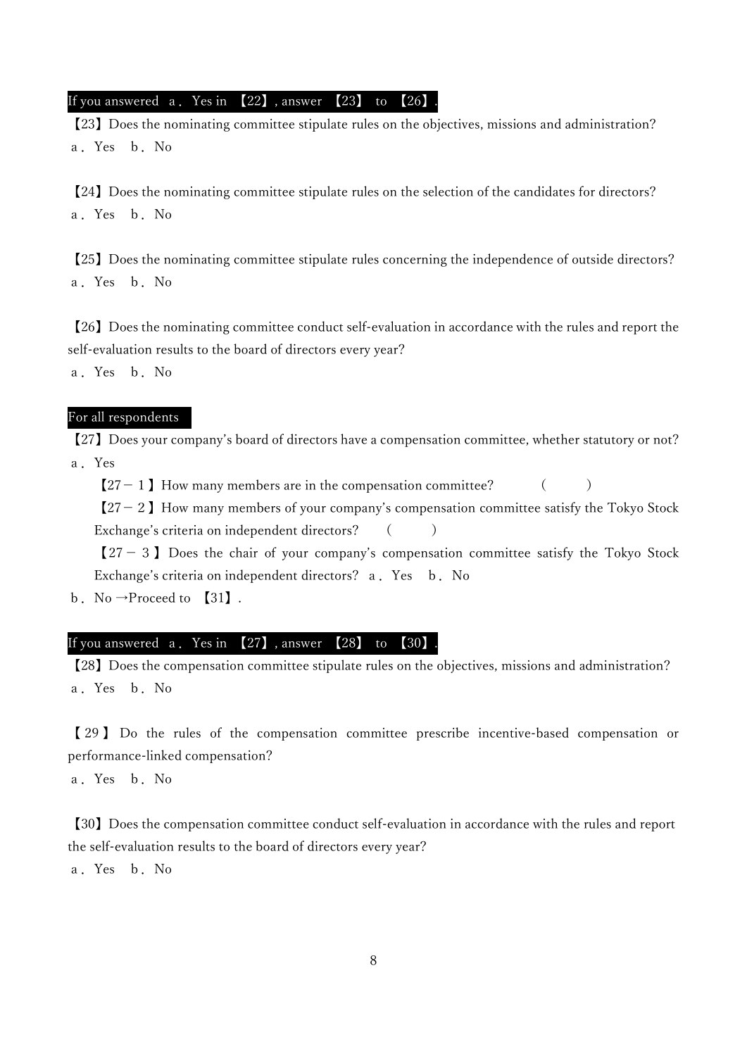**If you answered a．Yes in 【22】, answer 【23】 to 【26】.**

【23】Does the nominating committee stipulate rules on the objectives, missions and administration?
a．Yes　b．No

【24】Does the nominating committee stipulate rules on the selection of the candidates for directors?
a．Yes　b．No

【25】Does the nominating committee stipulate rules concerning the independence of outside directors?
a．Yes　b．No

【26】Does the nominating committee conduct self-evaluation in accordance with the rules and report the self-evaluation results to the board of directors every year?
a．Yes　b．No

**For all respondents**

【27】Does your company's board of directors have a compensation committee, whether statutory or not?
a．Yes

【27－1】How many members are in the compensation committee?　(　　)

【27－2】How many members of your company's compensation committee satisfy the Tokyo Stock Exchange's criteria on independent directors?　(　　)

【27－3】Does the chair of your company's compensation committee satisfy the Tokyo Stock Exchange's criteria on independent directors?　a．Yes　b．No

b．No →Proceed to 【31】.

**If you answered a．Yes in 【27】, answer 【28】 to 【30】.**

【28】Does the compensation committee stipulate rules on the objectives, missions and administration?
a．Yes　b．No

【29】Do the rules of the compensation committee prescribe incentive-based compensation or performance-linked compensation?
a．Yes　b．No

【30】Does the compensation committee conduct self-evaluation in accordance with the rules and report the self-evaluation results to the board of directors every year?
a．Yes　b．No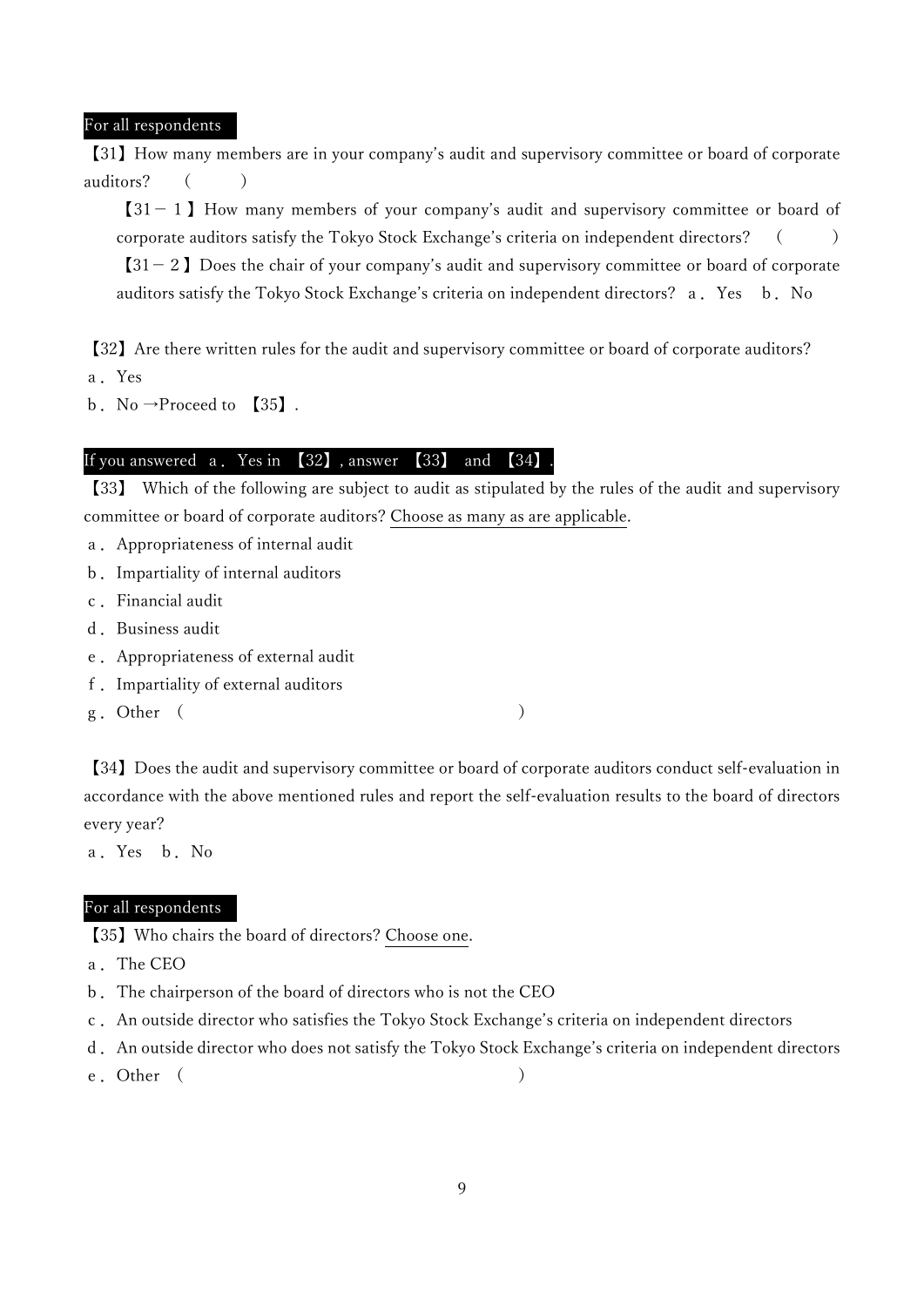**For all respondents**

【31】How many members are in your company's audit and supervisory committee or board of corporate auditors?　(　　　)

【31－１】How many members of your company's audit and supervisory committee or board of corporate auditors satisfy the Tokyo Stock Exchange's criteria on independent directors?　(　　　)

【31－２】Does the chair of your company's audit and supervisory committee or board of corporate auditors satisfy the Tokyo Stock Exchange's criteria on independent directors?　a．Yes　b．No

【32】Are there written rules for the audit and supervisory committee or board of corporate auditors?

a．Yes

b．No →Proceed to 【35】.

**If you answered a．Yes in 【32】, answer 【33】 and 【34】.**

【33】 Which of the following are subject to audit as stipulated by the rules of the audit and supervisory committee or board of corporate auditors? <u>Choose as many as are applicable</u>.

a．Appropriateness of internal audit

b．Impartiality of internal auditors

c．Financial audit

d．Business audit

e．Appropriateness of external audit

f．Impartiality of external auditors

g．Other　(　　　　　　　　　　　　　　　　　　　)

【34】Does the audit and supervisory committee or board of corporate auditors conduct self-evaluation in accordance with the above mentioned rules and report the self-evaluation results to the board of directors every year?

a．Yes　b．No

**For all respondents**

【35】Who chairs the board of directors? <u>Choose one</u>.

a．The CEO

b．The chairperson of the board of directors who is not the CEO

c．An outside director who satisfies the Tokyo Stock Exchange's criteria on independent directors

d．An outside director who does not satisfy the Tokyo Stock Exchange's criteria on independent directors

e．Other　(　　　　　　　　　　　　　　　　　　　)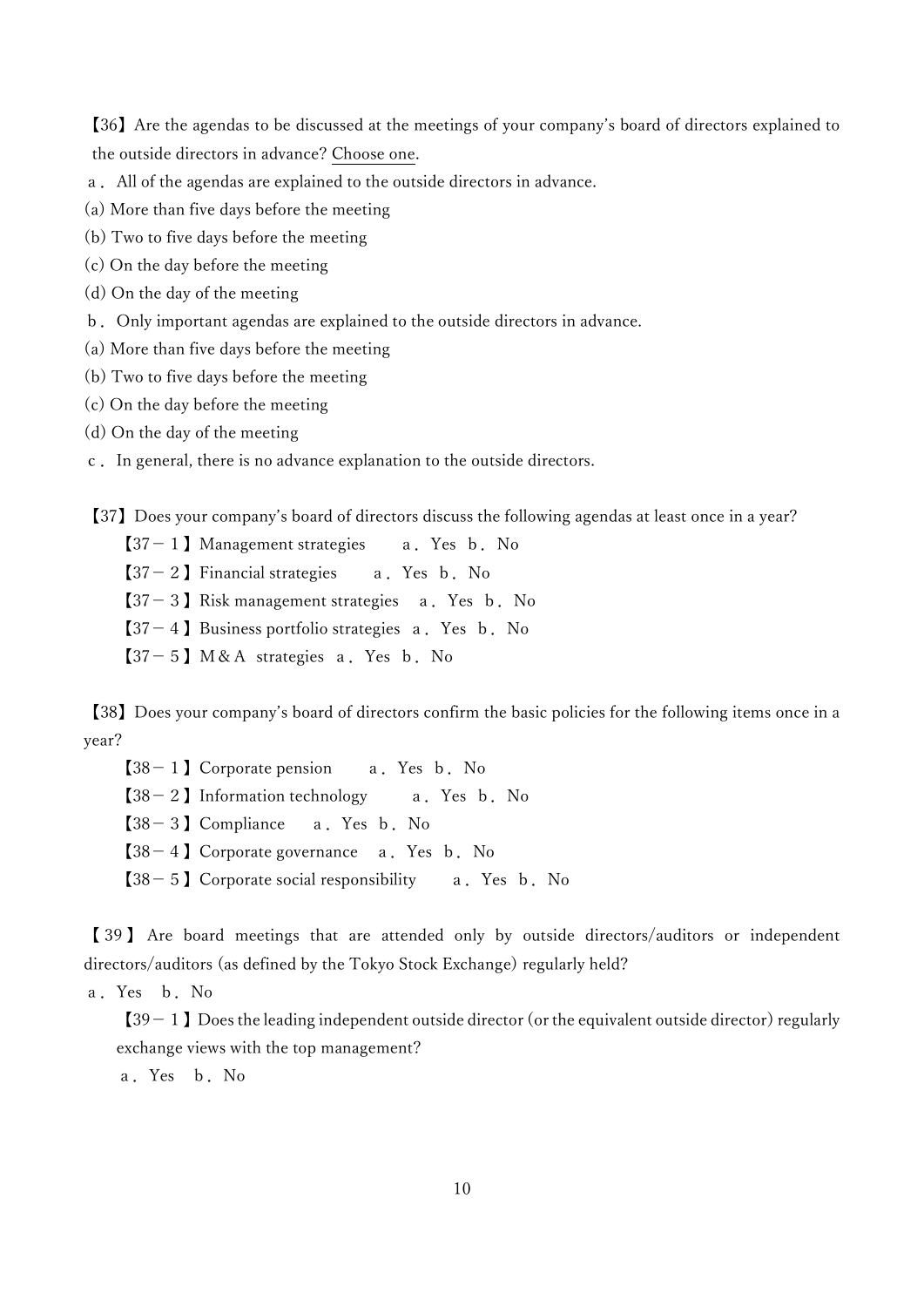【36】Are the agendas to be discussed at the meetings of your company's board of directors explained to the outside directors in advance? <u>Choose one</u>.

a． All of the agendas are explained to the outside directors in advance.

(a) More than five days before the meeting

(b) Two to five days before the meeting

(c) On the day before the meeting

(d) On the day of the meeting

b． Only important agendas are explained to the outside directors in advance.

(a) More than five days before the meeting

(b) Two to five days before the meeting

(c) On the day before the meeting

(d) On the day of the meeting

c． In general, there is no advance explanation to the outside directors.

【37】Does your company's board of directors discuss the following agendas at least once in a year?

【37－１】Management strategies　　a．Yes　b．No

【37－２】Financial strategies　　a．Yes　b．No

【37－３】Risk management strategies　　a．Yes　b．No

【37－４】Business portfolio strategies　a．Yes　b．No

【37－５】M＆A strategies　a．Yes　b．No

【38】Does your company's board of directors confirm the basic policies for the following items once in a year?

【38－１】Corporate pension　　a．Yes　b．No

【38－２】Information technology　　a．Yes　b．No

【38－３】Compliance　　a．Yes　b．No

【38－４】Corporate governance　　a．Yes　b．No

【38－５】Corporate social responsibility　　a．Yes　b．No

【39】Are board meetings that are attended only by outside directors/auditors or independent directors/auditors (as defined by the Tokyo Stock Exchange) regularly held?

a．Yes　b．No

【39－１】Does the leading independent outside director (or the equivalent outside director) regularly exchange views with the top management?

a．Yes　b．No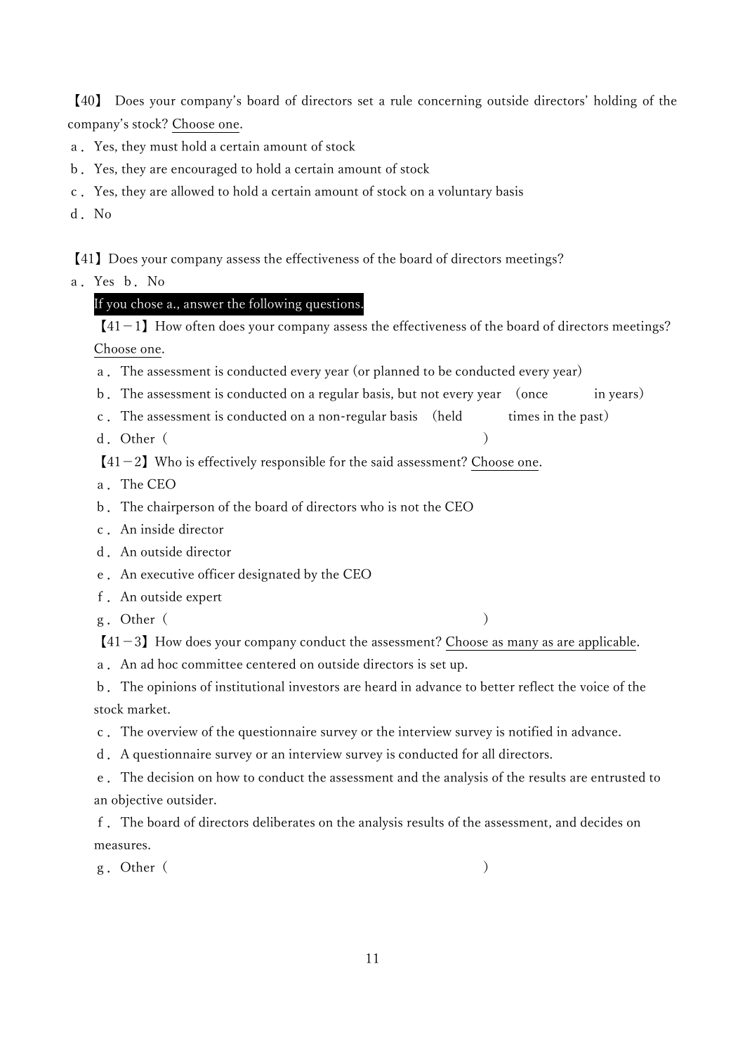【40】 Does your company's board of directors set a rule concerning outside directors' holding of the company's stock? Choose one.

a． Yes, they must hold a certain amount of stock

b． Yes, they are encouraged to hold a certain amount of stock

c． Yes, they are allowed to hold a certain amount of stock on a voluntary basis

d． No

【41】Does your company assess the effectiveness of the board of directors meetings?

a． Yes　b． No

**If you chose a., answer the following questions.**

【41－1】How often does your company assess the effectiveness of the board of directors meetings? Choose one.

a． The assessment is conducted every year (or planned to be conducted every year)

b． The assessment is conducted on a regular basis, but not every year　(once　　　　in years)

c． The assessment is conducted on a non-regular basis　(held　　　　times in the past)

d． Other（　　　　　　　　　　　　　　　　　　　　　　　　　　）

【41－2】Who is effectively responsible for the said assessment? Choose one.

a． The CEO

b． The chairperson of the board of directors who is not the CEO

c． An inside director

d． An outside director

e． An executive officer designated by the CEO

f． An outside expert

g． Other（　　　　　　　　　　　　　　　　　　　　　　　　　　）

【41－3】How does your company conduct the assessment? Choose as many as are applicable.

a． An ad hoc committee centered on outside directors is set up.

b． The opinions of institutional investors are heard in advance to better reflect the voice of the stock market.

c． The overview of the questionnaire survey or the interview survey is notified in advance.

d． A questionnaire survey or an interview survey is conducted for all directors.

e． The decision on how to conduct the assessment and the analysis of the results are entrusted to an objective outsider.

f． The board of directors deliberates on the analysis results of the assessment, and decides on measures.

g． Other（　　　　　　　　　　　　　　　　　　　　　　　　　　）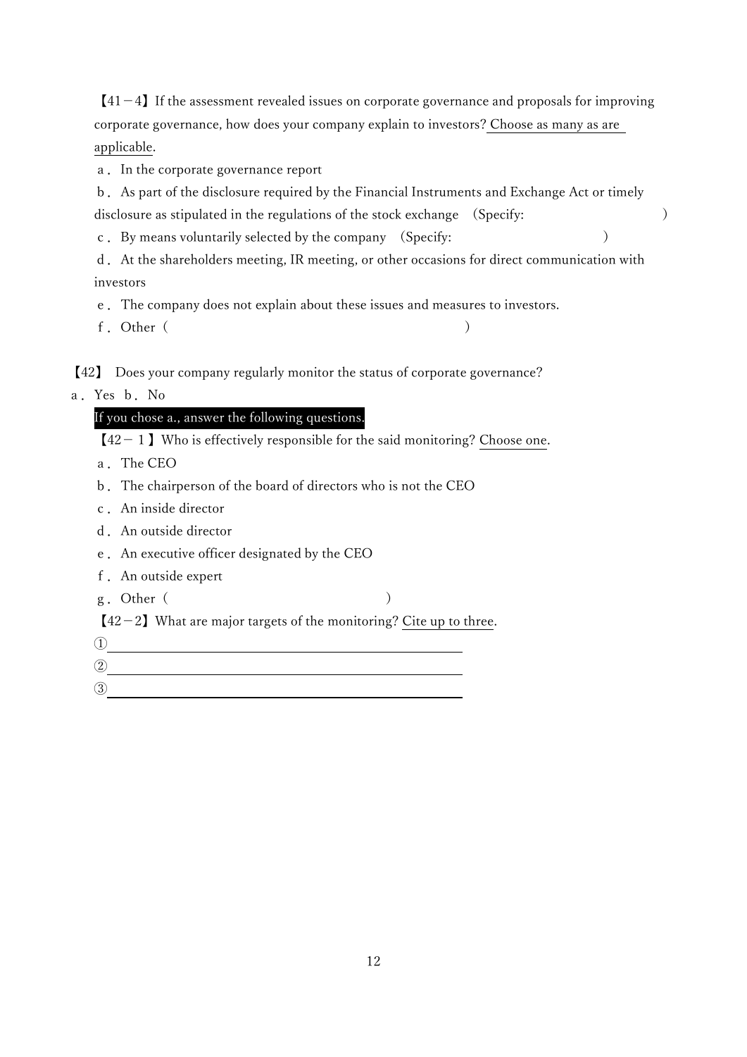【41－4】If the assessment revealed issues on corporate governance and proposals for improving corporate governance, how does your company explain to investors? <u>Choose as many as are applicable</u>.

a． In the corporate governance report

b． As part of the disclosure required by the Financial Instruments and Exchange Act or timely disclosure as stipulated in the regulations of the stock exchange (Specify: )

c． By means voluntarily selected by the company (Specify: )

d． At the shareholders meeting, IR meeting, or other occasions for direct communication with investors

e． The company does not explain about these issues and measures to investors.

f． Other（ ）

【42】 Does your company regularly monitor the status of corporate governance?

a． Yes b． No

**If you chose a., answer the following questions.**

【42－１】Who is effectively responsible for the said monitoring? <u>Choose one</u>.

a． The CEO

b． The chairperson of the board of directors who is not the CEO

c． An inside director

d． An outside director

e． An executive officer designated by the CEO

f． An outside expert

g． Other（ ）

【42－2】What are major targets of the monitoring? <u>Cite up to three</u>.

①＿＿＿＿＿＿＿＿＿＿＿＿＿＿＿＿＿＿＿＿＿＿＿＿

②＿＿＿＿＿＿＿＿＿＿＿＿＿＿＿＿＿＿＿＿＿＿＿＿

③＿＿＿＿＿＿＿＿＿＿＿＿＿＿＿＿＿＿＿＿＿＿＿＿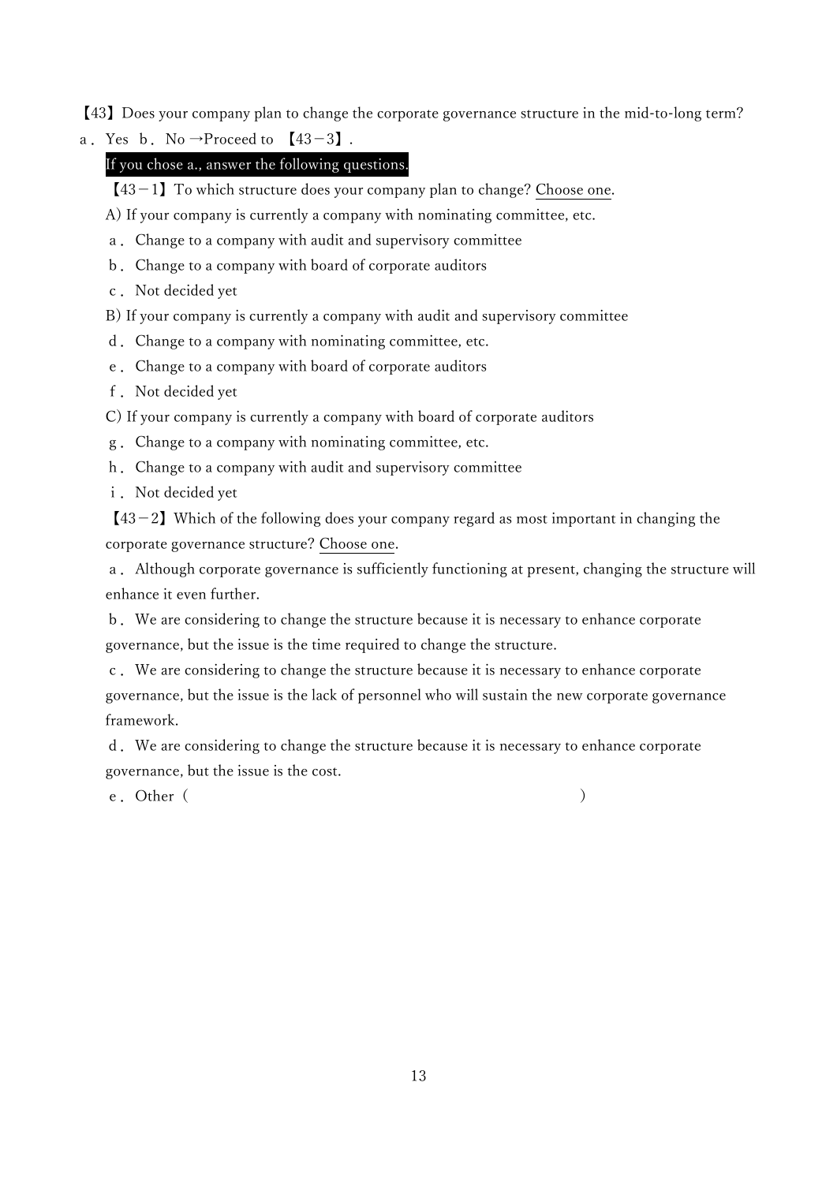【43】Does your company plan to change the corporate governance structure in the mid-to-long term?

a．Yes　b．No →Proceed to 【43－3】.

**If you chose a., answer the following questions.**

【43－1】To which structure does your company plan to change? Choose one.

A) If your company is currently a company with nominating committee, etc.

a．Change to a company with audit and supervisory committee

b．Change to a company with board of corporate auditors

c．Not decided yet

B) If your company is currently a company with audit and supervisory committee

d．Change to a company with nominating committee, etc.

e．Change to a company with board of corporate auditors

f．Not decided yet

C) If your company is currently a company with board of corporate auditors

g．Change to a company with nominating committee, etc.

h．Change to a company with audit and supervisory committee

i．Not decided yet

【43－2】Which of the following does your company regard as most important in changing the corporate governance structure? Choose one.

a．Although corporate governance is sufficiently functioning at present, changing the structure will enhance it even further.

b．We are considering to change the structure because it is necessary to enhance corporate governance, but the issue is the time required to change the structure.

c．We are considering to change the structure because it is necessary to enhance corporate governance, but the issue is the lack of personnel who will sustain the new corporate governance framework.

d．We are considering to change the structure because it is necessary to enhance corporate governance, but the issue is the cost.

e．Other（　　　　　　　　　　　　　　　　　　　　　　　　　）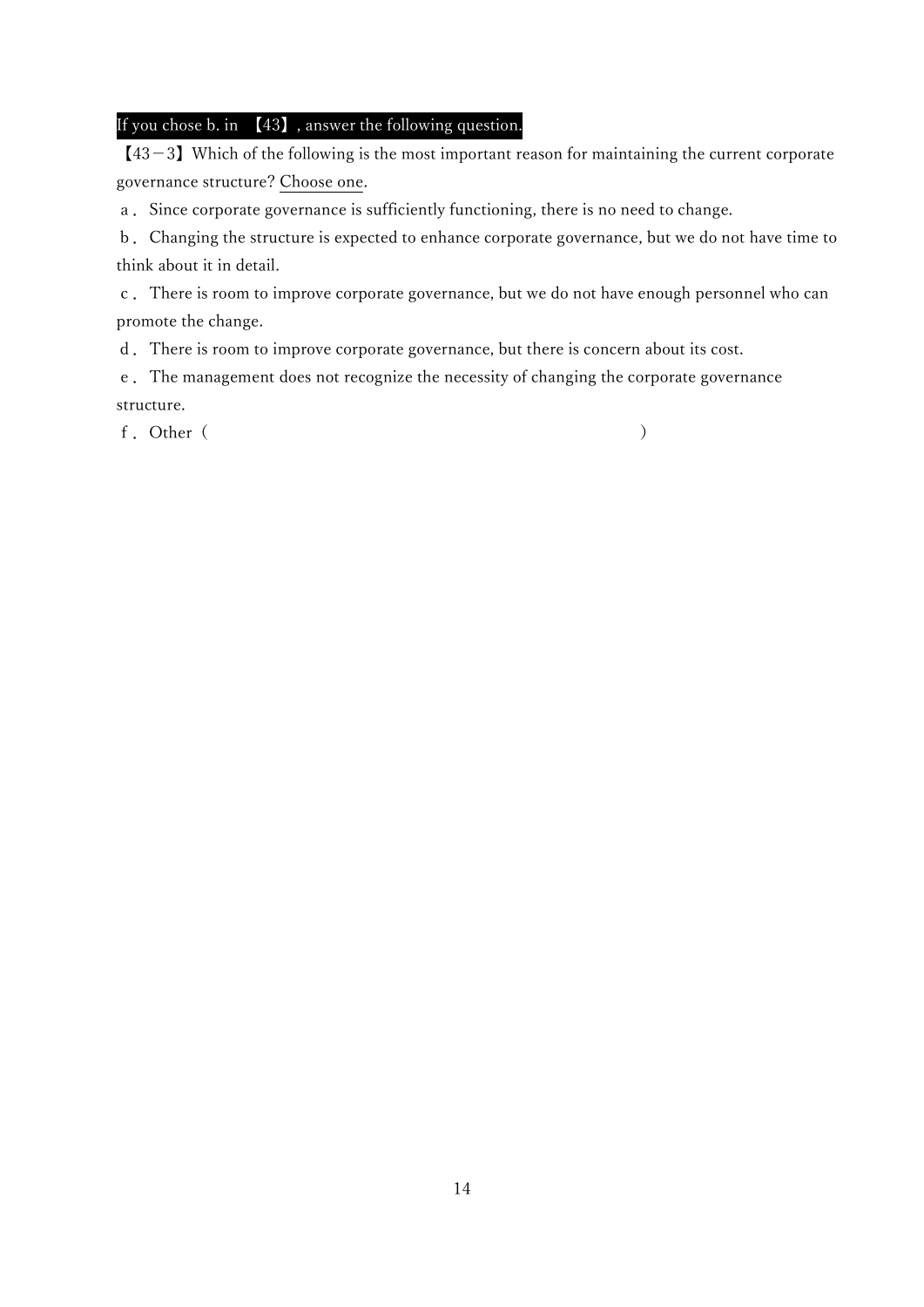**If you chose b. in 【43】, answer the following question.**

【43－3】Which of the following is the most important reason for maintaining the current corporate governance structure? Choose one.

ａ． Since corporate governance is sufficiently functioning, there is no need to change.

ｂ． Changing the structure is expected to enhance corporate governance, but we do not have time to think about it in detail.

ｃ． There is room to improve corporate governance, but we do not have enough personnel who can promote the change.

ｄ． There is room to improve corporate governance, but there is concern about its cost.

ｅ． The management does not recognize the necessity of changing the corporate governance structure.

ｆ． Other（　　　　　　　　　　　　　　　　　　　　　　　　）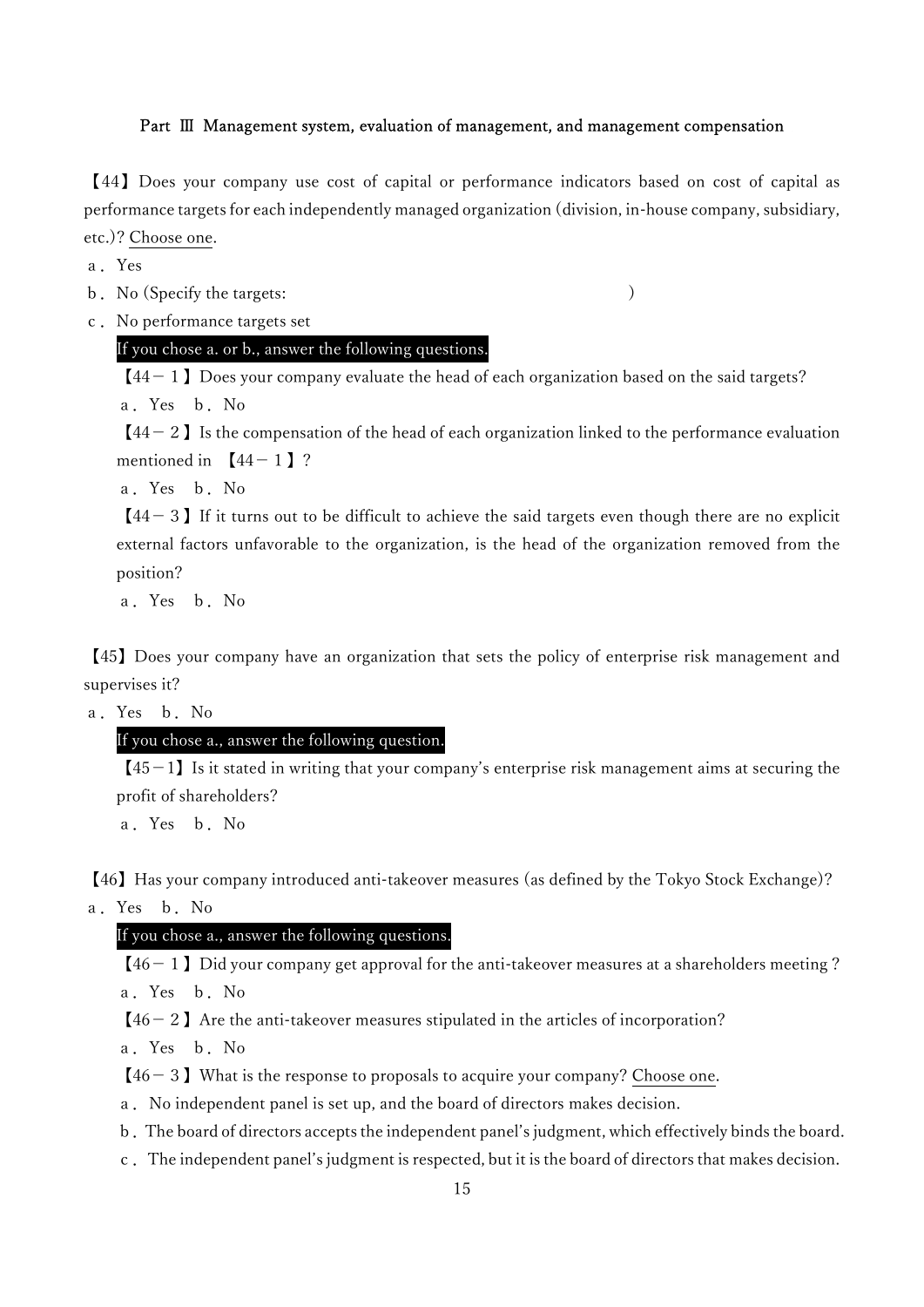## Part Ⅲ Management system, evaluation of management, and management compensation

【44】Does your company use cost of capital or performance indicators based on cost of capital as performance targets for each independently managed organization (division, in-house company, subsidiary, etc.)? Choose one.

a．Yes

b．No (Specify the targets: )

c．No performance targets set

**If you chose a. or b., answer the following questions.**

【44－1】Does your company evaluate the head of each organization based on the said targets?

a．Yes b．No

【44－2】Is the compensation of the head of each organization linked to the performance evaluation mentioned in 【44－1】?

a．Yes b．No

【44－3】If it turns out to be difficult to achieve the said targets even though there are no explicit external factors unfavorable to the organization, is the head of the organization removed from the position?

a．Yes b．No

【45】Does your company have an organization that sets the policy of enterprise risk management and supervises it?

a．Yes b．No

**If you chose a., answer the following question.**

【45－1】Is it stated in writing that your company's enterprise risk management aims at securing the profit of shareholders?

a．Yes b．No

【46】Has your company introduced anti-takeover measures (as defined by the Tokyo Stock Exchange)?

a．Yes b．No

**If you chose a., answer the following questions.**

【46－1】Did your company get approval for the anti-takeover measures at a shareholders meeting？

a．Yes b．No

【46－2】Are the anti-takeover measures stipulated in the articles of incorporation?

a．Yes b．No

【46－3】What is the response to proposals to acquire your company? Choose one.

a． No independent panel is set up, and the board of directors makes decision.

b．The board of directors accepts the independent panel's judgment, which effectively binds the board.

c． The independent panel's judgment is respected, but it is the board of directors that makes decision.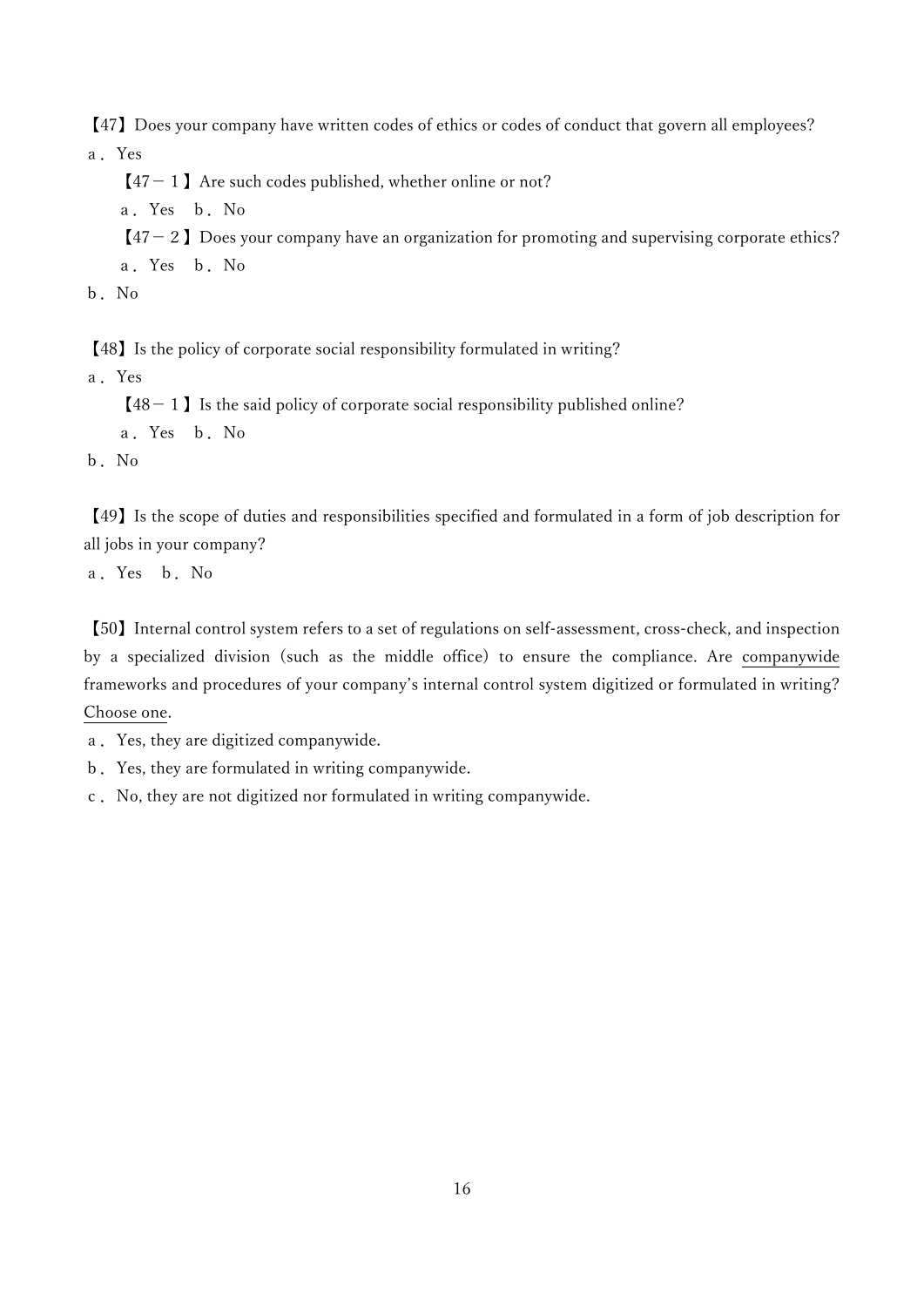【47】Does your company have written codes of ethics or codes of conduct that govern all employees?

a． Yes

　【47－１】Are such codes published, whether online or not?

　a． Yes　b． No

　【47－２】Does your company have an organization for promoting and supervising corporate ethics?

　a． Yes　b． No

b． No

【48】Is the policy of corporate social responsibility formulated in writing?

a． Yes

　【48－１】Is the said policy of corporate social responsibility published online?

　a． Yes　b． No

b． No

【49】Is the scope of duties and responsibilities specified and formulated in a form of job description for all jobs in your company?

a． Yes　b． No

【50】Internal control system refers to a set of regulations on self-assessment, cross-check, and inspection by a specialized division (such as the middle office) to ensure the compliance. Are <u>companywide</u> frameworks and procedures of your company's internal control system digitized or formulated in writing? <u>Choose one</u>.

a． Yes, they are digitized companywide.

b． Yes, they are formulated in writing companywide.

c． No, they are not digitized nor formulated in writing companywide.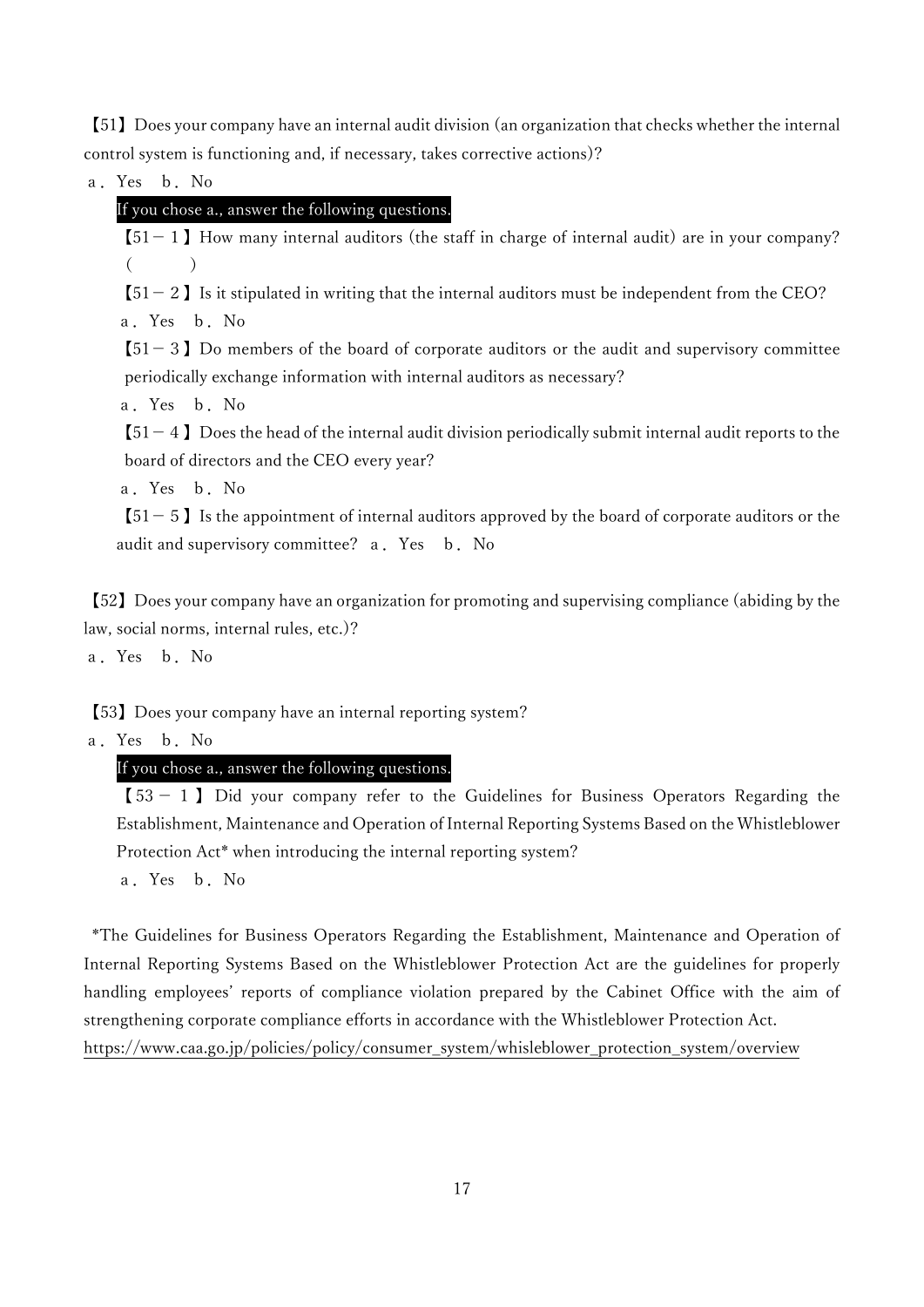【51】Does your company have an internal audit division (an organization that checks whether the internal control system is functioning and, if necessary, takes corrective actions)?

a．Yes　b．No

**If you chose a., answer the following questions.**

【51－１】How many internal auditors (the staff in charge of internal audit) are in your company?
(　　　)

【51－２】Is it stipulated in writing that the internal auditors must be independent from the CEO?

a．Yes　b．No

【51－３】Do members of the board of corporate auditors or the audit and supervisory committee periodically exchange information with internal auditors as necessary?

a．Yes　b．No

【51－４】Does the head of the internal audit division periodically submit internal audit reports to the board of directors and the CEO every year?

a．Yes　b．No

【51－５】Is the appointment of internal auditors approved by the board of corporate auditors or the audit and supervisory committee?　a．Yes　b．No

【52】Does your company have an organization for promoting and supervising compliance (abiding by the law, social norms, internal rules, etc.)?

a．Yes　b．No

【53】Does your company have an internal reporting system?

a．Yes　b．No

**If you chose a., answer the following questions.**

【53－１】Did your company refer to the Guidelines for Business Operators Regarding the Establishment, Maintenance and Operation of Internal Reporting Systems Based on the Whistleblower Protection Act* when introducing the internal reporting system?

a．Yes　b．No

*The Guidelines for Business Operators Regarding the Establishment, Maintenance and Operation of Internal Reporting Systems Based on the Whistleblower Protection Act are the guidelines for properly handling employees' reports of compliance violation prepared by the Cabinet Office with the aim of strengthening corporate compliance efforts in accordance with the Whistleblower Protection Act.
https://www.caa.go.jp/policies/policy/consumer_system/whisleblower_protection_system/overview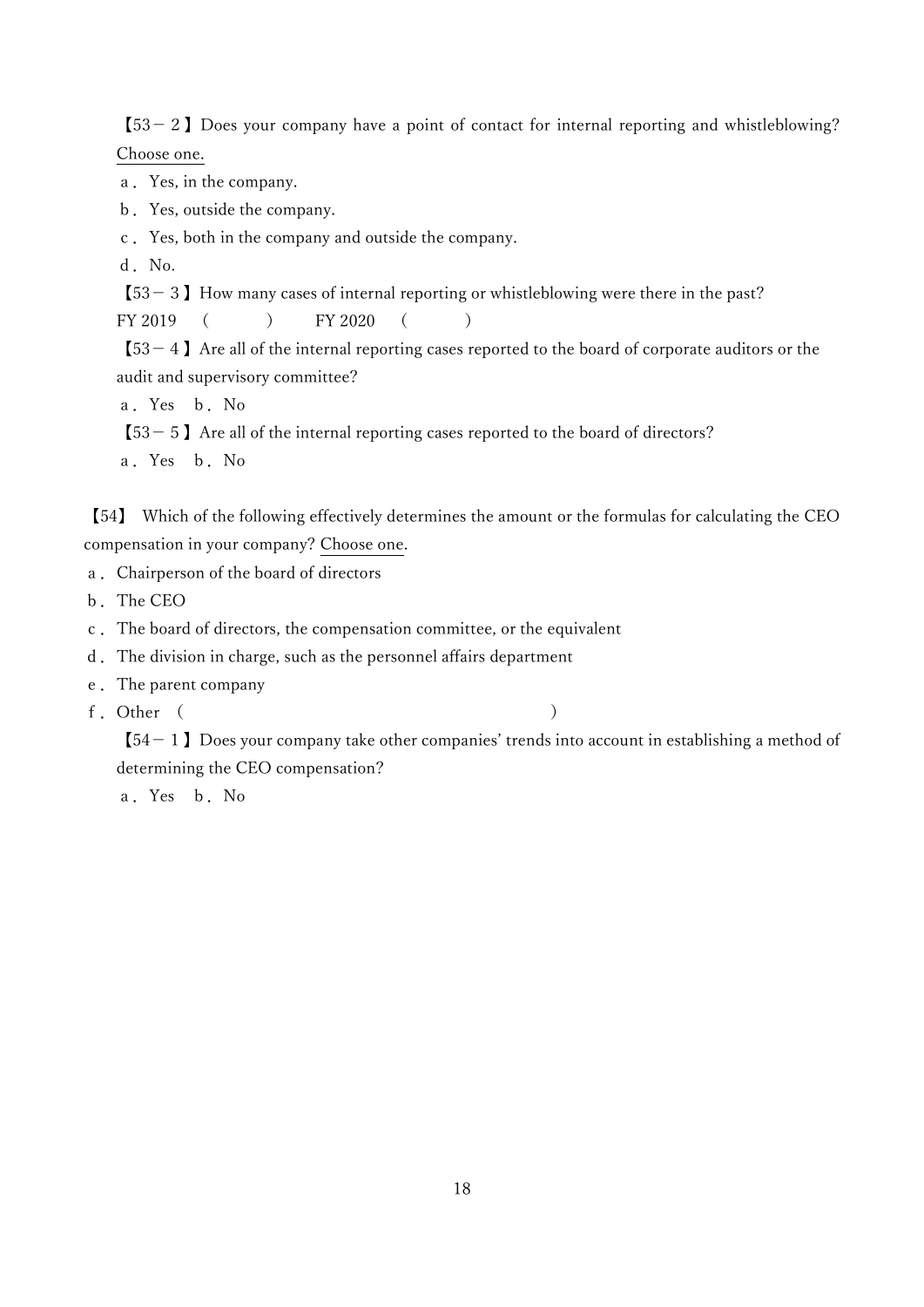【53－２】Does your company have a point of contact for internal reporting and whistleblowing? <u>Choose one.</u>

ａ． Yes, in the company.

ｂ． Yes, outside the company.

ｃ． Yes, both in the company and outside the company.

ｄ． No.

【53－３】How many cases of internal reporting or whistleblowing were there in the past?

FY 2019　(　　　　)　　FY 2020　(　　　　)

【53－４】Are all of the internal reporting cases reported to the board of corporate auditors or the audit and supervisory committee?

ａ． Yes　ｂ． No

【53－５】Are all of the internal reporting cases reported to the board of directors?

ａ． Yes　ｂ． No

【54】 Which of the following effectively determines the amount or the formulas for calculating the CEO compensation in your company? <u>Choose one</u>.

ａ． Chairperson of the board of directors

ｂ． The CEO

ｃ． The board of directors, the compensation committee, or the equivalent

ｄ． The division in charge, such as the personnel affairs department

ｅ． The parent company

ｆ． Other　(　　　　　　　　　　　　　　　　　　　　　　)

【54－１】Does your company take other companies' trends into account in establishing a method of determining the CEO compensation?

ａ． Yes　ｂ． No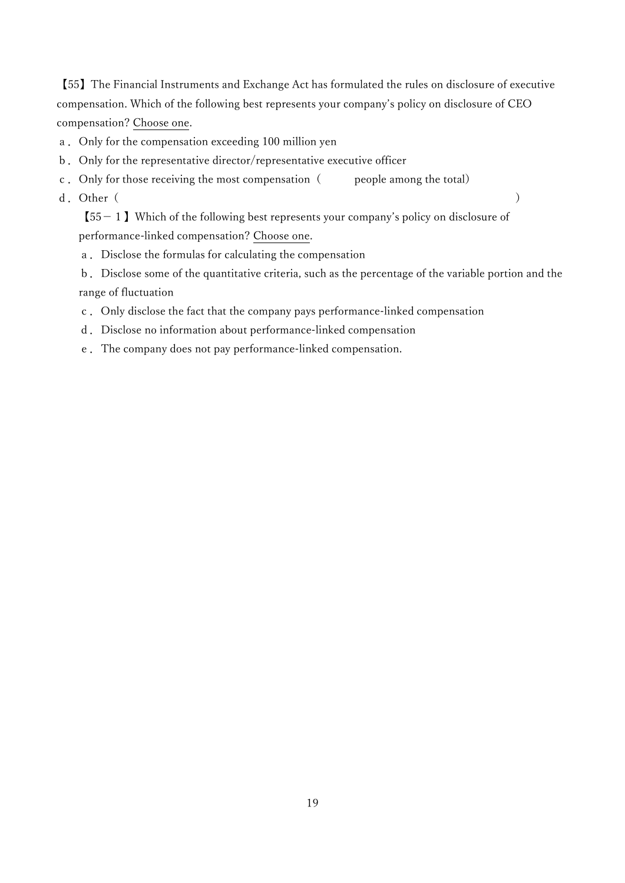【55】The Financial Instruments and Exchange Act has formulated the rules on disclosure of executive compensation. Which of the following best represents your company's policy on disclosure of CEO compensation? Choose one.

a． Only for the compensation exceeding 100 million yen

b． Only for the representative director/representative executive officer

c． Only for those receiving the most compensation（　　　people among the total）

d． Other（　　　　　　　　　　　　　　　　　　　　　　　　　　　　　　　　　）

【55－１】Which of the following best represents your company's policy on disclosure of performance-linked compensation? Choose one.

a． Disclose the formulas for calculating the compensation

b． Disclose some of the quantitative criteria, such as the percentage of the variable portion and the range of fluctuation

c． Only disclose the fact that the company pays performance-linked compensation

d． Disclose no information about performance-linked compensation

e． The company does not pay performance-linked compensation.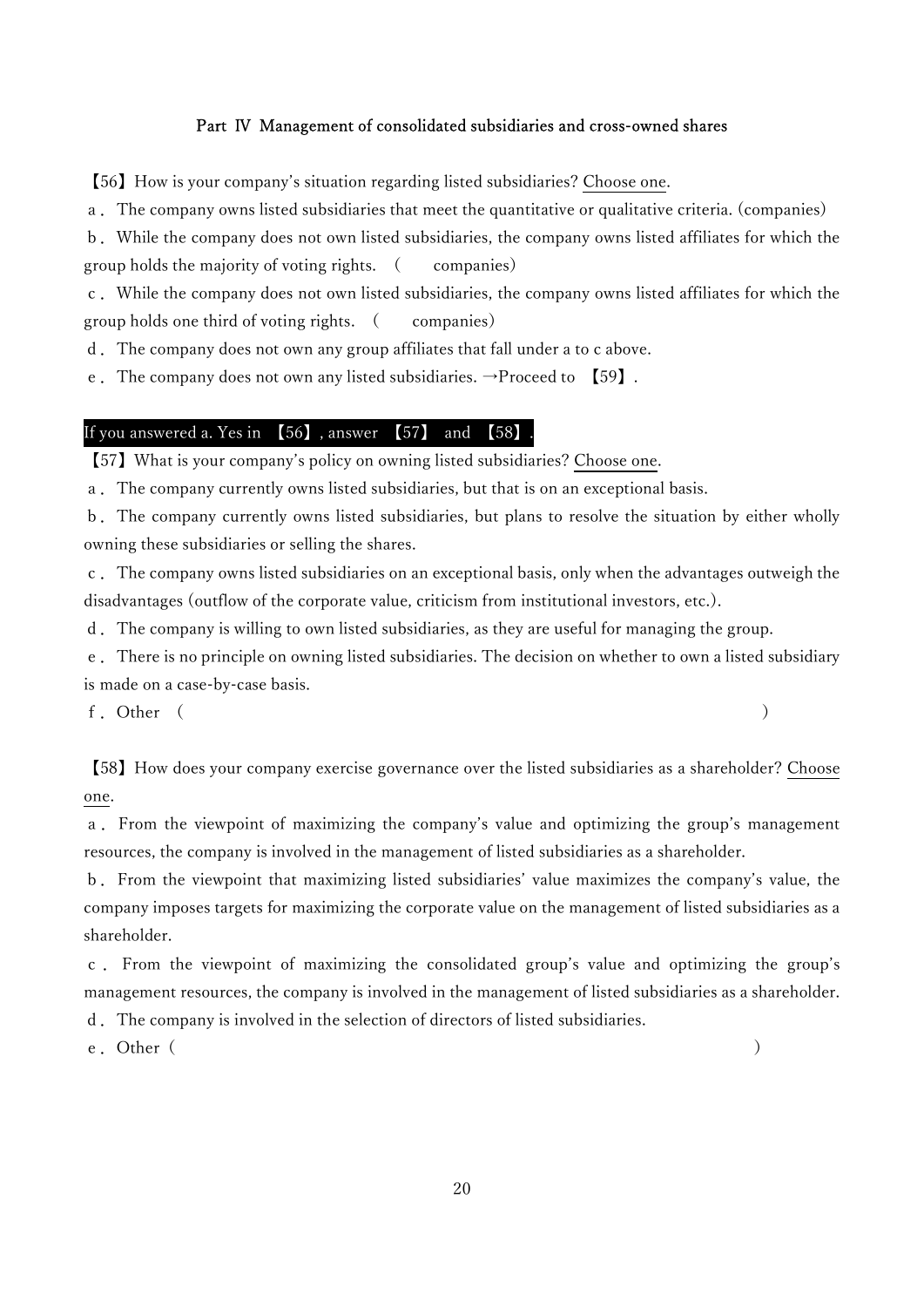## Part Ⅳ Management of consolidated subsidiaries and cross-owned shares

【56】How is your company's situation regarding listed subsidiaries? Choose one.

a． The company owns listed subsidiaries that meet the quantitative or qualitative criteria. (companies)

b． While the company does not own listed subsidiaries, the company owns listed affiliates for which the group holds the majority of voting rights. (　　companies)

c． While the company does not own listed subsidiaries, the company owns listed affiliates for which the group holds one third of voting rights. (　　companies)

d． The company does not own any group affiliates that fall under a to c above.

e． The company does not own any listed subsidiaries. →Proceed to 【59】.

**If you answered a. Yes in 【56】, answer 【57】 and 【58】.**

【57】What is your company's policy on owning listed subsidiaries? Choose one.

a． The company currently owns listed subsidiaries, but that is on an exceptional basis.

b． The company currently owns listed subsidiaries, but plans to resolve the situation by either wholly owning these subsidiaries or selling the shares.

c． The company owns listed subsidiaries on an exceptional basis, only when the advantages outweigh the disadvantages (outflow of the corporate value, criticism from institutional investors, etc.).

d． The company is willing to own listed subsidiaries, as they are useful for managing the group.

e． There is no principle on owning listed subsidiaries. The decision on whether to own a listed subsidiary is made on a case-by-case basis.

f． Other (　　　　　　　　　　　　　　　　　　　　　　　　　　　)

【58】How does your company exercise governance over the listed subsidiaries as a shareholder? Choose one.

a． From the viewpoint of maximizing the company's value and optimizing the group's management resources, the company is involved in the management of listed subsidiaries as a shareholder.

b． From the viewpoint that maximizing listed subsidiaries' value maximizes the company's value, the company imposes targets for maximizing the corporate value on the management of listed subsidiaries as a shareholder.

c． From the viewpoint of maximizing the consolidated group's value and optimizing the group's management resources, the company is involved in the management of listed subsidiaries as a shareholder.

d． The company is involved in the selection of directors of listed subsidiaries.

e． Other (　　　　　　　　　　　　　　　　　　　　　　　　　　　)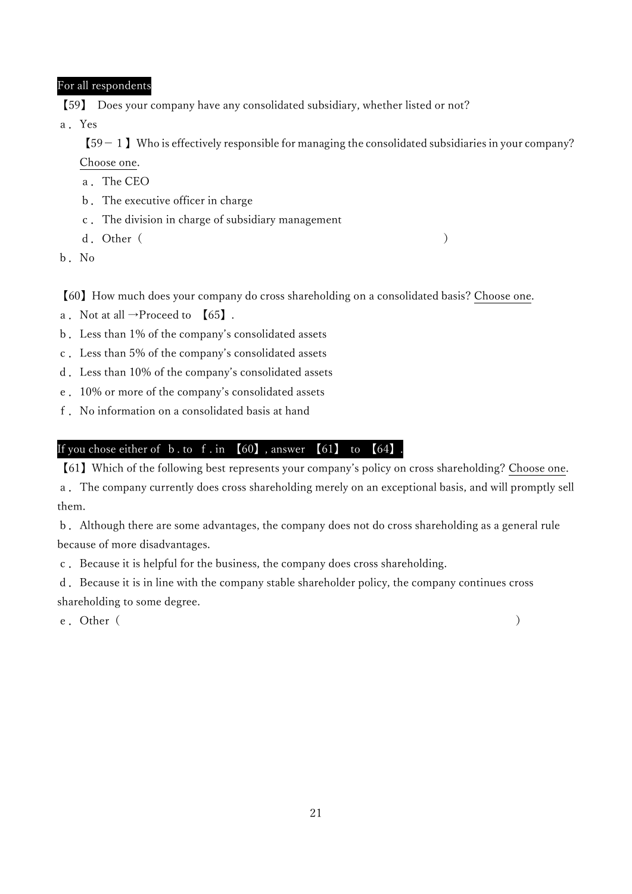**For all respondents**

【59】 Does your company have any consolidated subsidiary, whether listed or not?

a． Yes

　【59－１】Who is effectively responsible for managing the consolidated subsidiaries in your company? Choose one.

　a． The CEO

　b． The executive officer in charge

　c． The division in charge of subsidiary management

　d．Other（　　　　　　　　　　　　　　　　　　　　　　　　　）

b． No

【60】How much does your company do cross shareholding on a consolidated basis? Choose one.

a． Not at all →Proceed to 【65】.

b． Less than 1% of the company's consolidated assets

c． Less than 5% of the company's consolidated assets

d． Less than 10% of the company's consolidated assets

e． 10% or more of the company's consolidated assets

f． No information on a consolidated basis at hand

**If you chose either of b . to f . in 【60】, answer 【61】 to 【64】.**

【61】Which of the following best represents your company's policy on cross shareholding? Choose one.

a． The company currently does cross shareholding merely on an exceptional basis, and will promptly sell them.

b． Although there are some advantages, the company does not do cross shareholding as a general rule because of more disadvantages.

c． Because it is helpful for the business, the company does cross shareholding.

d． Because it is in line with the company stable shareholder policy, the company continues cross shareholding to some degree.

e．Other（　　　　　　　　　　　　　　　　　　　　　　　　　　　　　）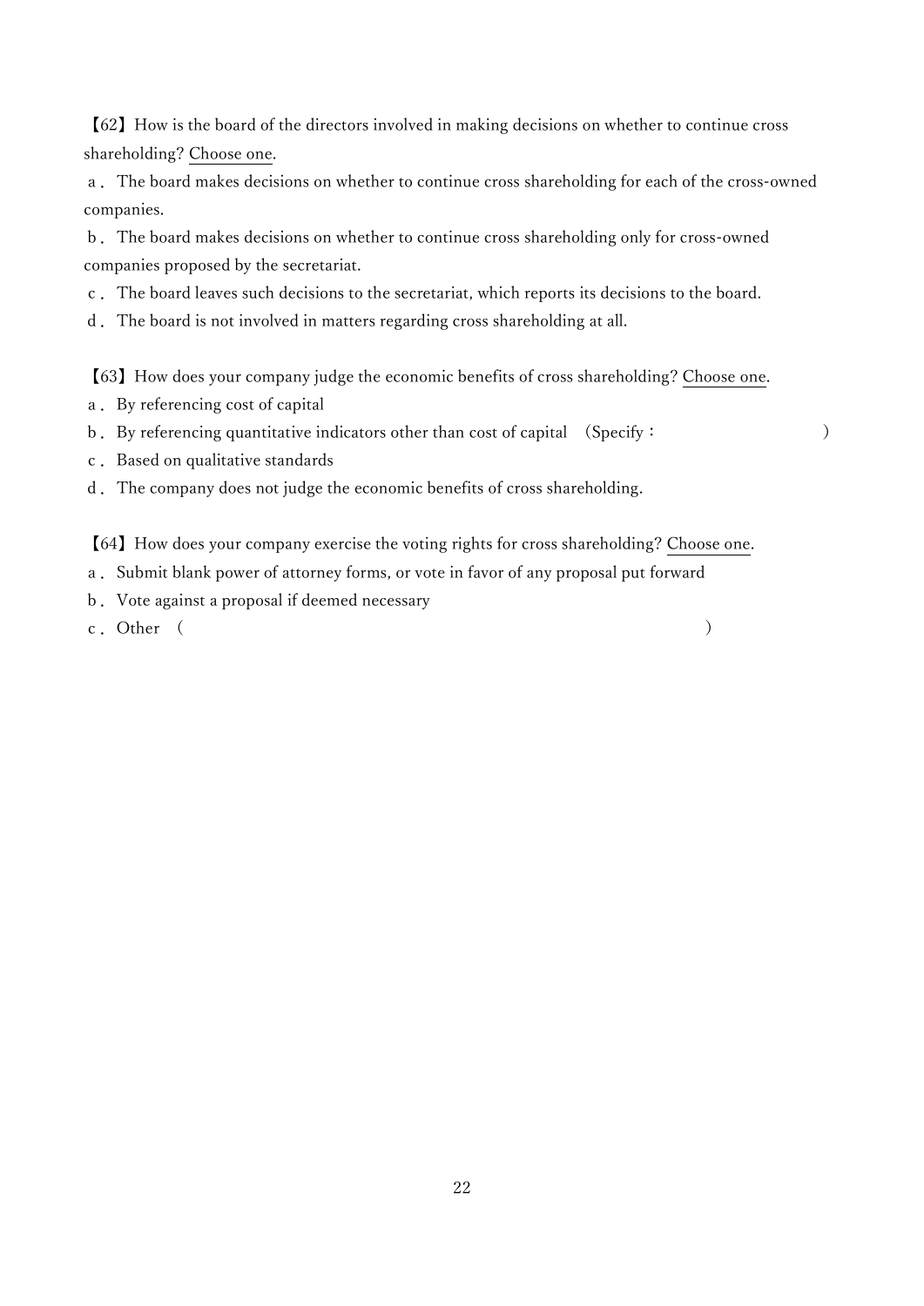【62】How is the board of the directors involved in making decisions on whether to continue cross shareholding? Choose one.

a． The board makes decisions on whether to continue cross shareholding for each of the cross-owned companies.

b． The board makes decisions on whether to continue cross shareholding only for cross-owned companies proposed by the secretariat.

c． The board leaves such decisions to the secretariat, which reports its decisions to the board.

d． The board is not involved in matters regarding cross shareholding at all.

【63】How does your company judge the economic benefits of cross shareholding? Choose one.

a． By referencing cost of capital

b． By referencing quantitative indicators other than cost of capital （Specify：　　　　　　　　　　）

c． Based on qualitative standards

d． The company does not judge the economic benefits of cross shareholding.

【64】How does your company exercise the voting rights for cross shareholding? Choose one.

a． Submit blank power of attorney forms, or vote in favor of any proposal put forward

b． Vote against a proposal if deemed necessary

c． Other （　　　　　　　　　　　　　　　　　　　　　　　　　　）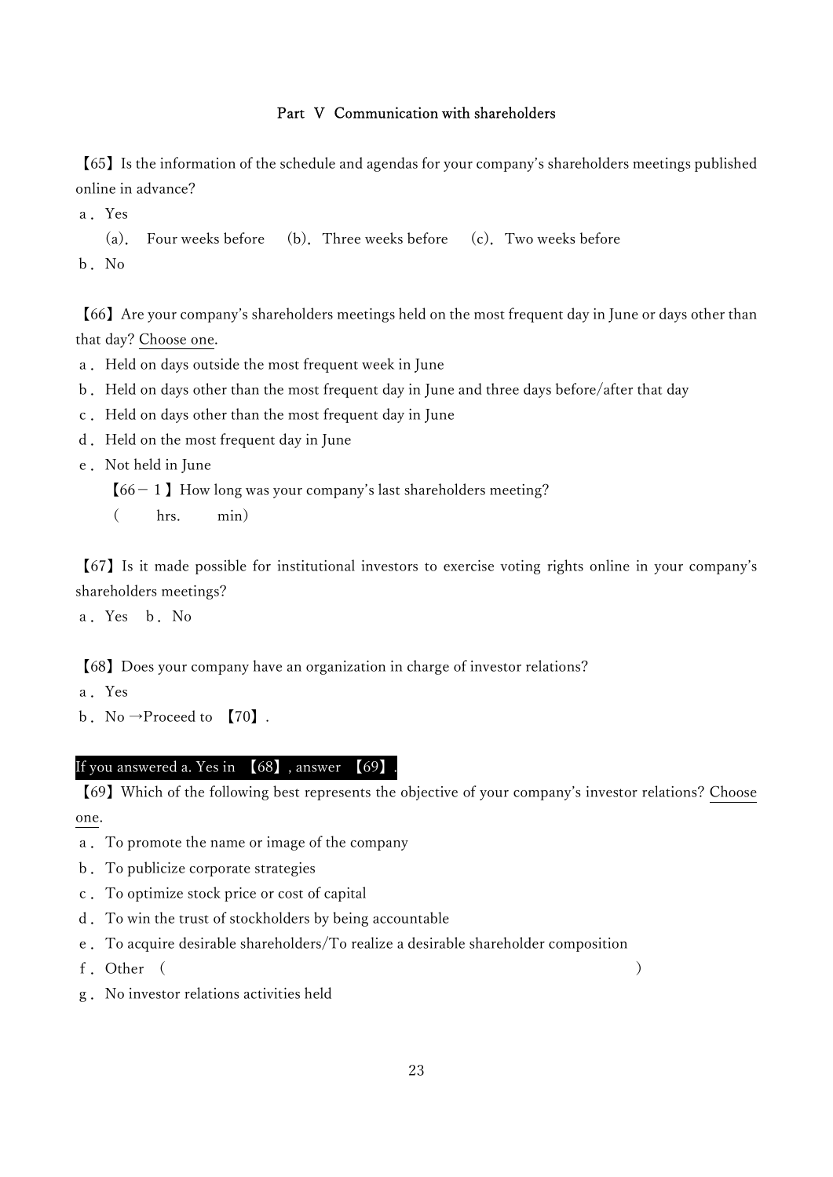## Part V Communication with shareholders

【65】Is the information of the schedule and agendas for your company's shareholders meetings published online in advance?

a．Yes

(a). Four weeks before (b). Three weeks before (c). Two weeks before

b．No

【66】Are your company's shareholders meetings held on the most frequent day in June or days other than that day? Choose one.

a．Held on days outside the most frequent week in June

b．Held on days other than the most frequent day in June and three days before/after that day

c．Held on days other than the most frequent day in June

d．Held on the most frequent day in June

e．Not held in June

【66－1】How long was your company's last shareholders meeting?

( hrs. min)

【67】Is it made possible for institutional investors to exercise voting rights online in your company's shareholders meetings?

a．Yes b．No

【68】Does your company have an organization in charge of investor relations?

a．Yes

b．No →Proceed to 【70】.

**If you answered a. Yes in 【68】, answer 【69】.**

【69】Which of the following best represents the objective of your company's investor relations? Choose one.

a．To promote the name or image of the company

b．To publicize corporate strategies

c．To optimize stock price or cost of capital

d．To win the trust of stockholders by being accountable

e．To acquire desirable shareholders/To realize a desirable shareholder composition

f．Other ( )

g．No investor relations activities held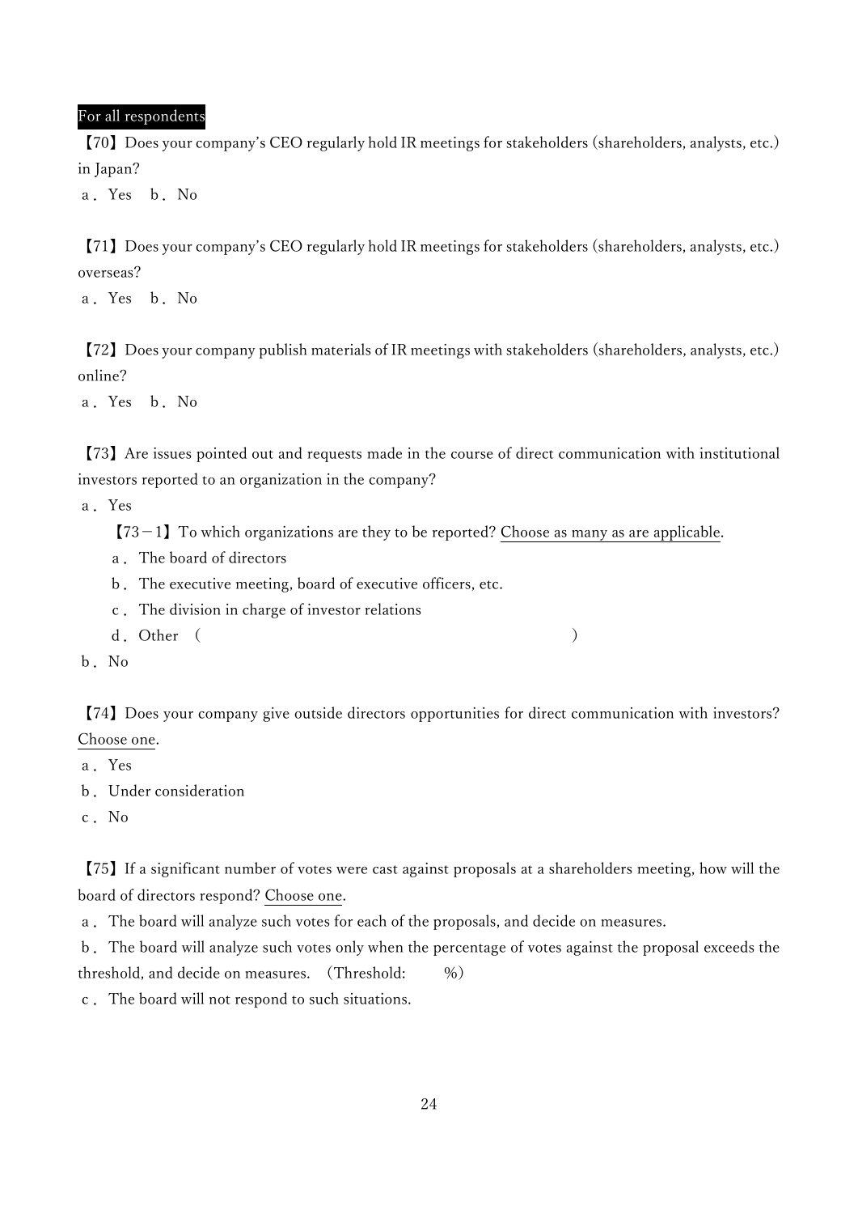For all respondents

【70】Does your company's CEO regularly hold IR meetings for stakeholders (shareholders, analysts, etc.) in Japan?

a．Yes　b．No

【71】Does your company's CEO regularly hold IR meetings for stakeholders (shareholders, analysts, etc.) overseas?

a．Yes　b．No

【72】Does your company publish materials of IR meetings with stakeholders (shareholders, analysts, etc.) online?

a．Yes　b．No

【73】Are issues pointed out and requests made in the course of direct communication with institutional investors reported to an organization in the company?

a．Yes

　【73－1】To which organizations are they to be reported? Choose as many as are applicable.

　a．The board of directors

　b．The executive meeting, board of executive officers, etc.

　c．The division in charge of investor relations

　d．Other　(　　　　　　　　　　　　　　　　　　　　　)

b．No

【74】Does your company give outside directors opportunities for direct communication with investors? Choose one.

a．Yes

b．Under consideration

c．No

【75】If a significant number of votes were cast against proposals at a shareholders meeting, how will the board of directors respond? Choose one.

a．The board will analyze such votes for each of the proposals, and decide on measures.

b．The board will analyze such votes only when the percentage of votes against the proposal exceeds the threshold, and decide on measures.　(Threshold:　　　%)

c．The board will not respond to such situations.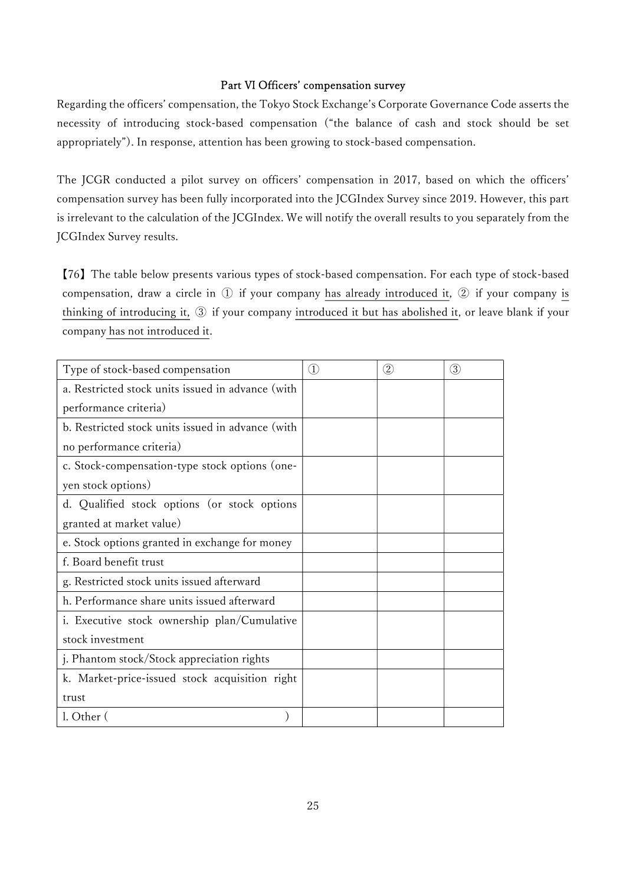## Part VI Officers' compensation survey

Regarding the officers' compensation, the Tokyo Stock Exchange's Corporate Governance Code asserts the necessity of introducing stock-based compensation ("the balance of cash and stock should be set appropriately"). In response, attention has been growing to stock-based compensation.

The JCGR conducted a pilot survey on officers' compensation in 2017, based on which the officers' compensation survey has been fully incorporated into the JCGIndex Survey since 2019. However, this part is irrelevant to the calculation of the JCGIndex. We will notify the overall results to you separately from the JCGIndex Survey results.

【76】The table below presents various types of stock-based compensation. For each type of stock-based compensation, draw a circle in ① if your company has already introduced it, ② if your company is thinking of introducing it, ③ if your company introduced it but has abolished it, or leave blank if your company has not introduced it.

| Type of stock-based compensation | ① | ② | ③ |
|---|---|---|---|
| a. Restricted stock units issued in advance (with performance criteria) | | | |
| b. Restricted stock units issued in advance (with no performance criteria) | | | |
| c. Stock-compensation-type stock options (one-yen stock options) | | | |
| d. Qualified stock options (or stock options granted at market value) | | | |
| e. Stock options granted in exchange for money | | | |
| f. Board benefit trust | | | |
| g. Restricted stock units issued afterward | | | |
| h. Performance share units issued afterward | | | |
| i. Executive stock ownership plan/Cumulative stock investment | | | |
| j. Phantom stock/Stock appreciation rights | | | |
| k. Market-price-issued stock acquisition right trust | | | |
| l. Other (                                        ) | | | |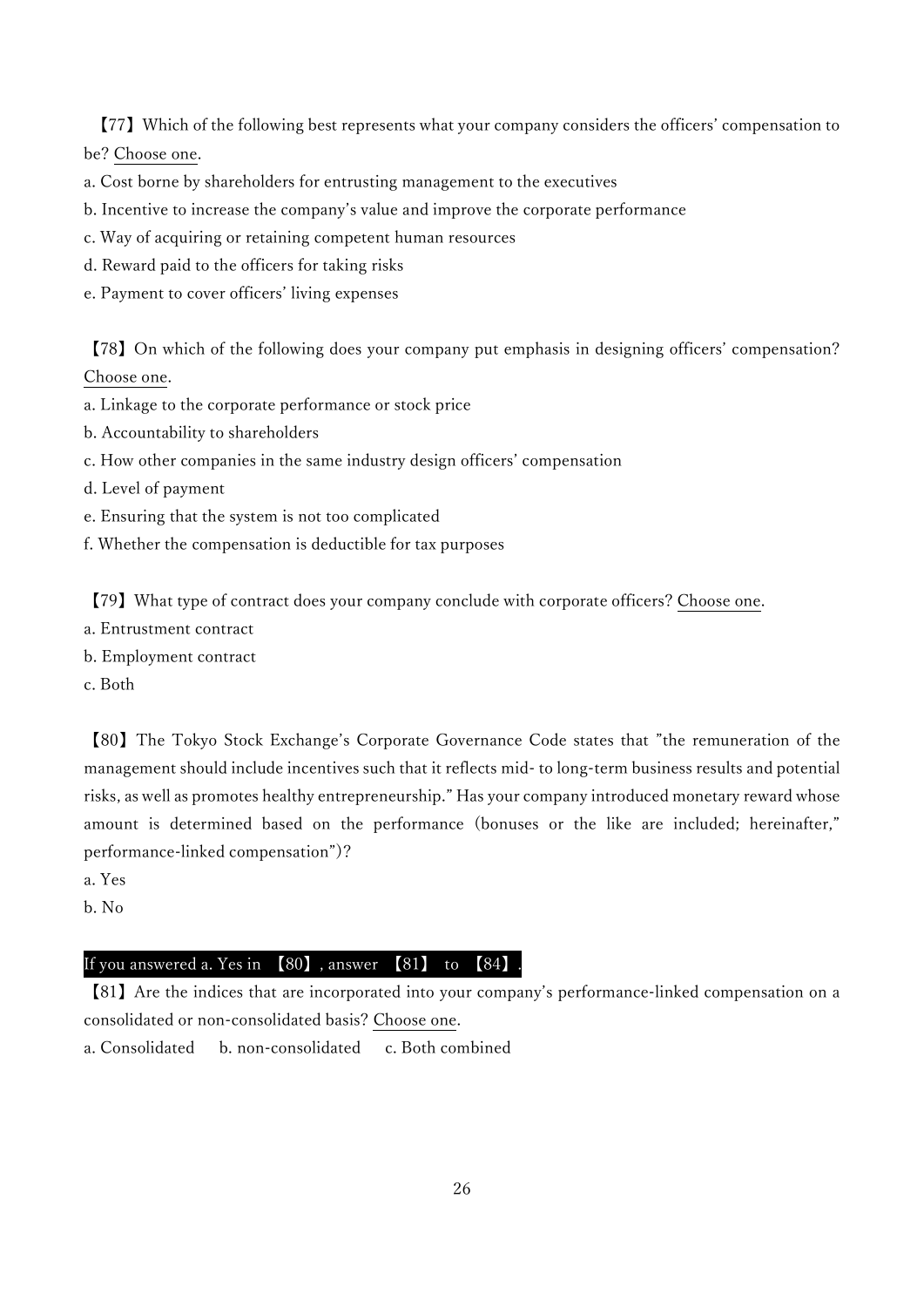【77】Which of the following best represents what your company considers the officers' compensation to be? Choose one.

a. Cost borne by shareholders for entrusting management to the executives
b. Incentive to increase the company's value and improve the corporate performance
c. Way of acquiring or retaining competent human resources
d. Reward paid to the officers for taking risks
e. Payment to cover officers' living expenses

【78】On which of the following does your company put emphasis in designing officers' compensation? Choose one.

a. Linkage to the corporate performance or stock price
b. Accountability to shareholders
c. How other companies in the same industry design officers' compensation
d. Level of payment
e. Ensuring that the system is not too complicated
f. Whether the compensation is deductible for tax purposes

【79】What type of contract does your company conclude with corporate officers? Choose one.

a. Entrustment contract
b. Employment contract
c. Both

【80】The Tokyo Stock Exchange's Corporate Governance Code states that "the remuneration of the management should include incentives such that it reflects mid- to long-term business results and potential risks, as well as promotes healthy entrepreneurship." Has your company introduced monetary reward whose amount is determined based on the performance (bonuses or the like are included; hereinafter," performance-linked compensation")?

a. Yes
b. No

**If you answered a. Yes in 【80】, answer 【81】 to 【84】.**

【81】Are the indices that are incorporated into your company's performance-linked compensation on a consolidated or non-consolidated basis? Choose one.

a. Consolidated  b. non-consolidated  c. Both combined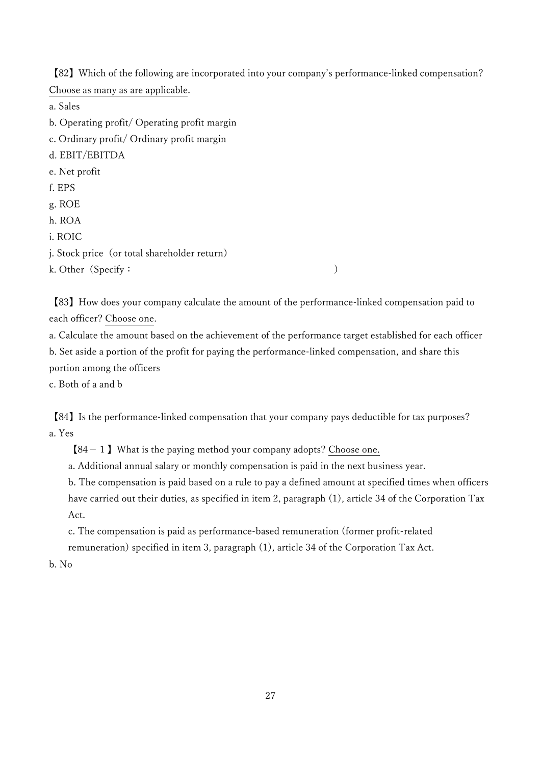【82】Which of the following are incorporated into your company's performance-linked compensation? Choose as many as are applicable.

a. Sales
b. Operating profit/ Operating profit margin
c. Ordinary profit/ Ordinary profit margin
d. EBIT/EBITDA
e. Net profit
f. EPS
g. ROE
h. ROA
i. ROIC
j. Stock price（or total shareholder return）
k. Other（Specify：　　　　　　　　　　　　　　　　　　　　　）

【83】How does your company calculate the amount of the performance-linked compensation paid to each officer? Choose one.

a. Calculate the amount based on the achievement of the performance target established for each officer
b. Set aside a portion of the profit for paying the performance-linked compensation, and share this portion among the officers
c. Both of a and b

【84】Is the performance-linked compensation that your company pays deductible for tax purposes?

a. Yes

【84－１】What is the paying method your company adopts? Choose one.

a. Additional annual salary or monthly compensation is paid in the next business year.
b. The compensation is paid based on a rule to pay a defined amount at specified times when officers have carried out their duties, as specified in item 2, paragraph (1), article 34 of the Corporation Tax Act.
c. The compensation is paid as performance-based remuneration (former profit-related remuneration) specified in item 3, paragraph (1), article 34 of the Corporation Tax Act.

b. No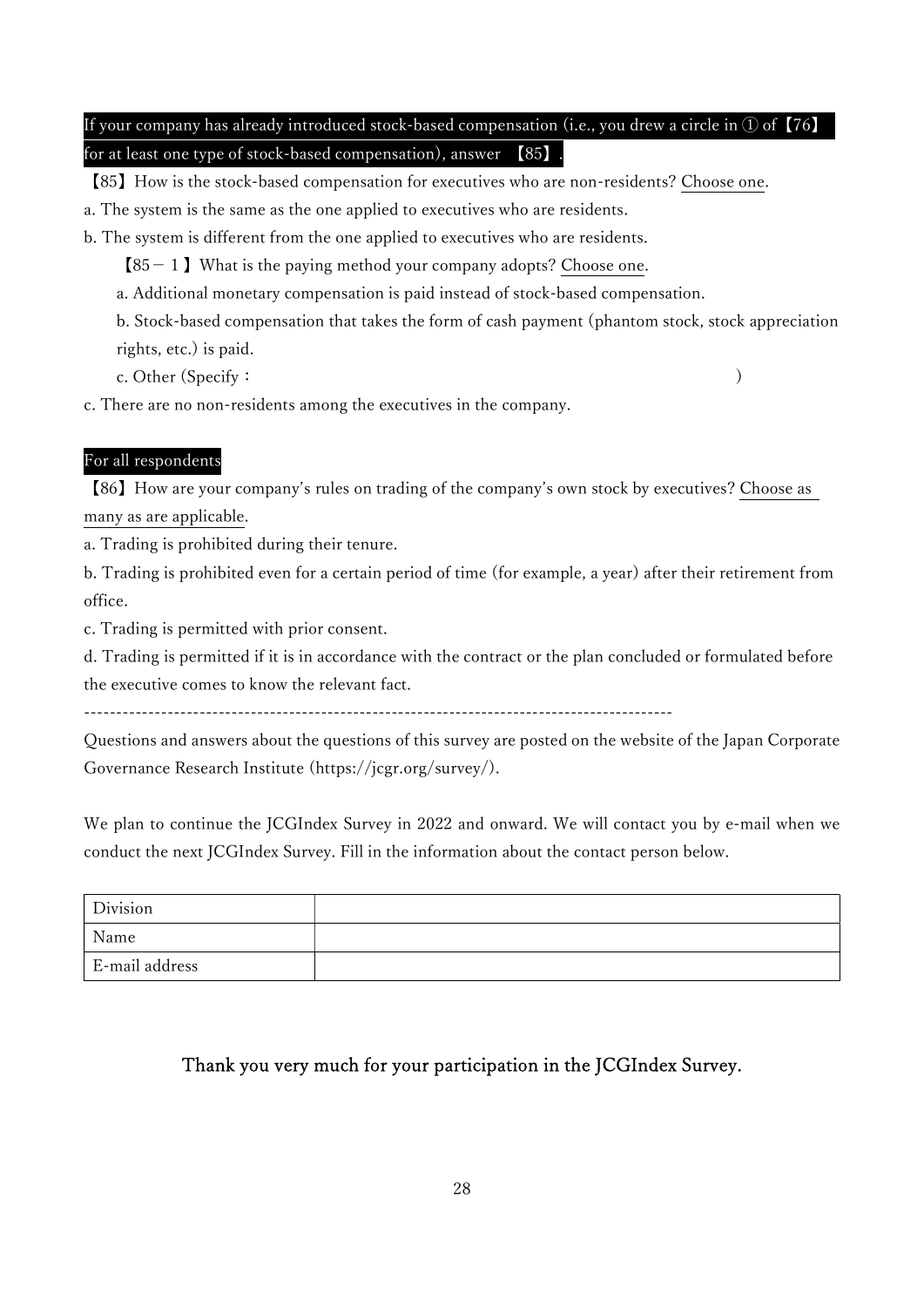**If your company has already introduced stock-based compensation (i.e., you drew a circle in ① of【76】for at least one type of stock-based compensation), answer 【85】.**

【85】How is the stock-based compensation for executives who are non-residents? Choose one.

a. The system is the same as the one applied to executives who are residents.

b. The system is different from the one applied to executives who are residents.

  【85－1】What is the paying method your company adopts? Choose one.

  a. Additional monetary compensation is paid instead of stock-based compensation.

  b. Stock-based compensation that takes the form of cash payment (phantom stock, stock appreciation rights, etc.) is paid.

  c. Other (Specify：                                        )

c. There are no non-residents among the executives in the company.

**For all respondents**

【86】How are your company's rules on trading of the company's own stock by executives? Choose as many as are applicable.

a. Trading is prohibited during their tenure.

b. Trading is prohibited even for a certain period of time (for example, a year) after their retirement from office.

c. Trading is permitted with prior consent.

d. Trading is permitted if it is in accordance with the contract or the plan concluded or formulated before the executive comes to know the relevant fact.

-----------------------------------------------------------------------------------------

Questions and answers about the questions of this survey are posted on the website of the Japan Corporate Governance Research Institute (https://jcgr.org/survey/).

We plan to continue the JCGIndex Survey in 2022 and onward. We will contact you by e-mail when we conduct the next JCGIndex Survey. Fill in the information about the contact person below.

| | |
|---|---|
| Division | |
| Name | |
| E-mail address | |

**Thank you very much for your participation in the JCGIndex Survey.**